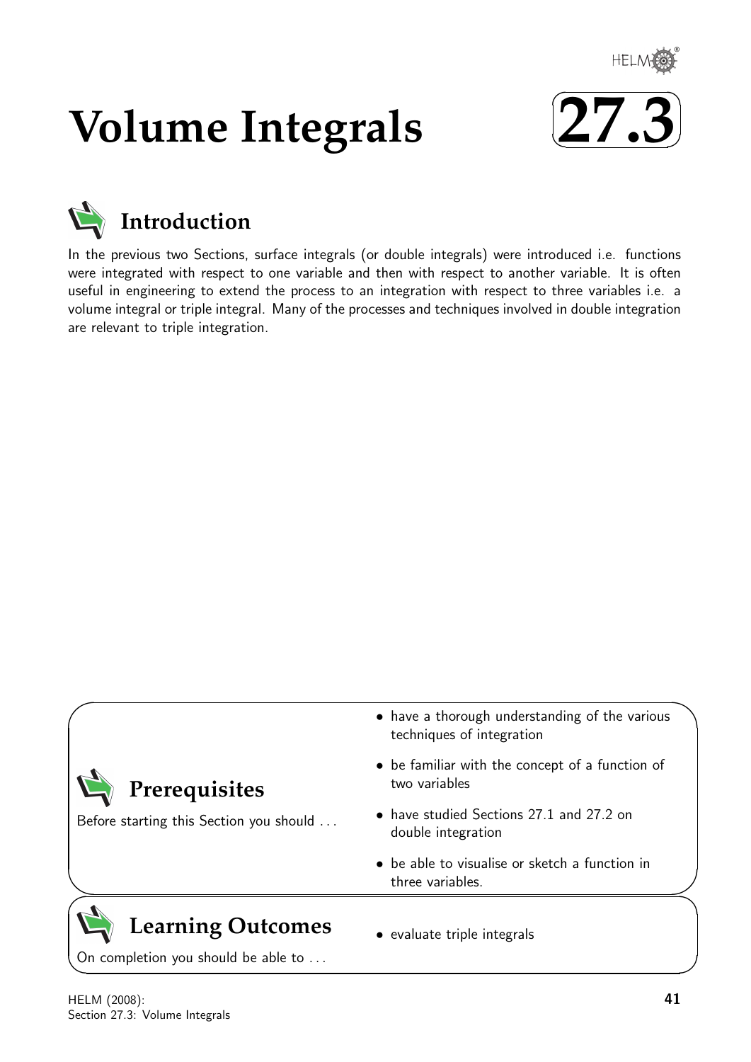# Volume Integrals

# 27.3

## Introduction

In the previous two Sections, surface integrals (or double integrals) were introduced i.e. functions were integrated with respect to one variable and then with respect to another variable. It is often useful in engineering to extend the process to an integration with respect to three variables i.e. a volume integral or triple integral. Many of the processes and techniques involved in double integration are relevant to triple integration.

## Prerequisites

Before starting this Section you should . . .

- have a thorough understanding of the various techniques of integration
- be familiar with the concept of a function of two variables
- have studied Sections 27.1 and 27.2 on double integration
- be able to visualise or sketch a function in three variables.

## Learning Outcomes

On completion you should be able to . . .

- evaluate triple integrals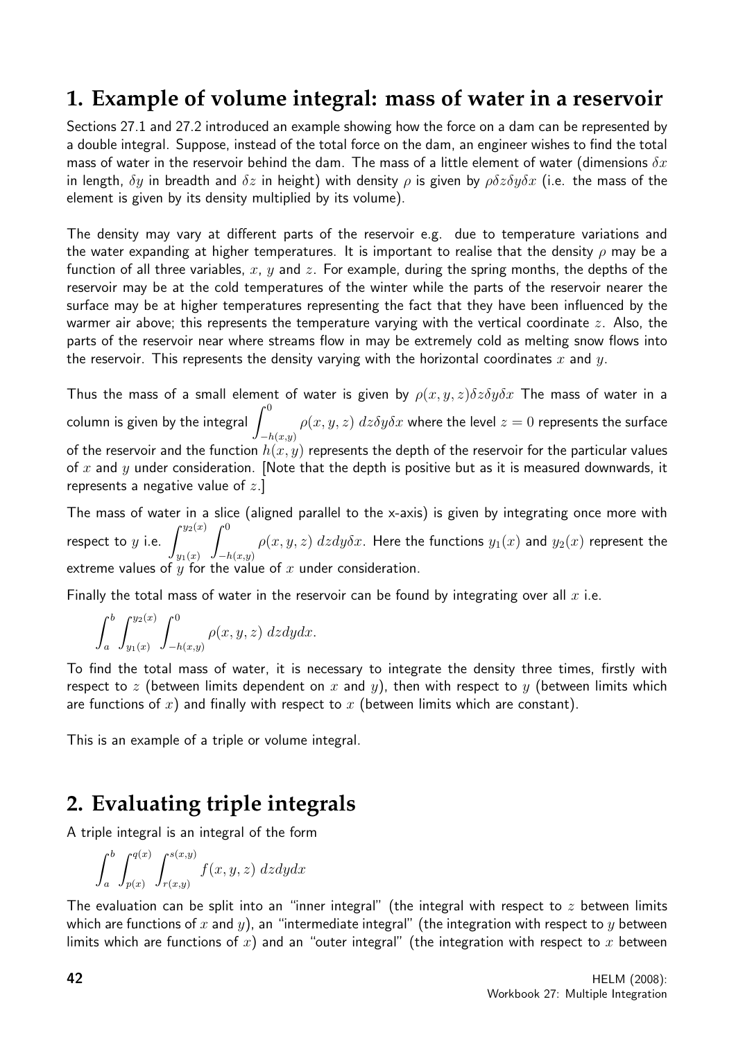## 1. Example of volume integral: mass of water in a reservoir

Sections 27.1 and 27.2 introduced an example showing how the force on a dam can be represented by a double integral. Suppose, instead of the total force on the dam, an engineer wishes to find the total mass of water in the reservoir behind the dam. The mass of a little element of water (dimensions $\delta x$ in length, $\delta y$ in breadth and $\delta z$ in height) with density $\rho$ is given by $\rho \delta z \delta y \delta x$ (i.e. the mass of the element is given by its density multiplied by its volume).

The density may vary at different parts of the reservoir e.g. due to temperature variations and the water expanding at higher temperatures. It is important to realise that the density $\rho$ may be a function of all three variables, $x$, $y$ and $z$. For example, during the spring months, the depths of the reservoir may be at the cold temperatures of the winter while the parts of the reservoir nearer the surface may be at higher temperatures representing the fact that they have been influenced by the warmer air above; this represents the temperature varying with the vertical coordinate $z$. Also, the parts of the reservoir near where streams flow in may be extremely cold as melting snow flows into the reservoir. This represents the density varying with the horizontal coordinates $x$ and $y$.

Thus the mass of a small element of water is given by $\rho(x, y, z)\delta z \delta y \delta x$ The mass of water in a column is given by the integral $\displaystyle\int_{-h(x,y)}^{0} \rho(x, y, z)\; dz \delta y \delta x$ where the level $z = 0$ represents the surface of the reservoir and the function $h(x, y)$ represents the depth of the reservoir for the particular values of $x$ and $y$ under consideration. [Note that the depth is positive but as it is measured downwards, it represents a negative value of $z$.]

The mass of water in a slice (aligned parallel to the x-axis) is given by integrating once more with respect to $y$ i.e. $\displaystyle\int_{y_1(x)}^{y_2(x)} \int_{-h(x,y)}^{0} \rho(x, y, z)\; dz dy \delta x$. Here the functions $y_1(x)$ and $y_2(x)$ represent the extreme values of $y$ for the value of $x$ under consideration.

Finally the total mass of water in the reservoir can be found by integrating over all $x$ i.e.

$$\int_a^b \int_{y_1(x)}^{y_2(x)} \int_{-h(x,y)}^{0} \rho(x, y, z)\; dz dy dx.$$

To find the total mass of water, it is necessary to integrate the density three times, firstly with respect to $z$ (between limits dependent on $x$ and $y$), then with respect to $y$ (between limits which are functions of $x$) and finally with respect to $x$ (between limits which are constant).

This is an example of a triple or volume integral.

## 2. Evaluating triple integrals

A triple integral is an integral of the form

$$\int_a^b \int_{p(x)}^{q(x)} \int_{r(x,y)}^{s(x,y)} f(x, y, z)\; dz dy dx$$

The evaluation can be split into an "inner integral" (the integral with respect to $z$ between limits which are functions of $x$ and $y$), an "intermediate integral" (the integration with respect to $y$ between limits which are functions of $x$) and an "outer integral" (the integration with respect to $x$ between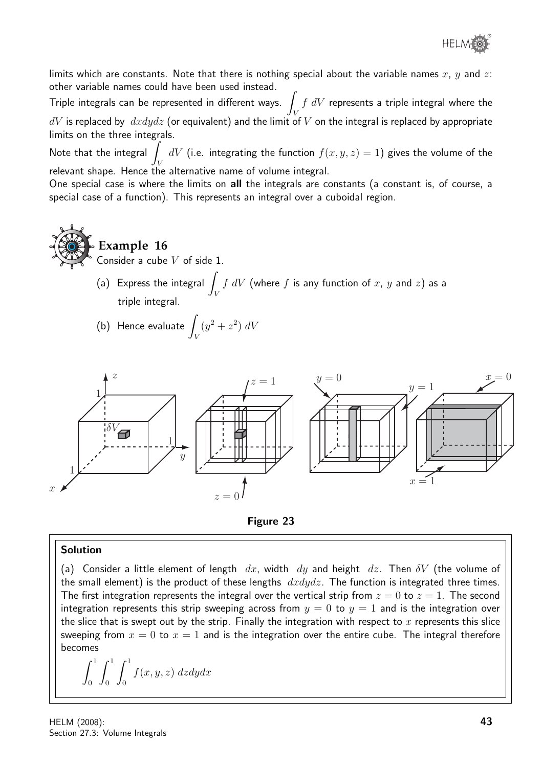limits which are constants. Note that there is nothing special about the variable names $x$, $y$ and $z$: other variable names could have been used instead.

Triple integrals can be represented in different ways. $\int_V f\ dV$ represents a triple integral where the $dV$ is replaced by $dxdydz$ (or equivalent) and the limit of $V$ on the integral is replaced by appropriate limits on the three integrals.

Note that the integral $\int_V dV$ (i.e. integrating the function $f(x, y, z) = 1$) gives the volume of the relevant shape. Hence the alternative name of volume integral.

One special case is where the limits on **all** the integrals are constants (a constant is, of course, a special case of a function). This represents an integral over a cuboidal region.

### Example 16

Consider a cube $V$ of side 1.

(a) Express the integral $\int_V f\ dV$ (where $f$ is any function of $x$, $y$ and $z$) as a triple integral.

(b) Hence evaluate $\int_V (y^2 + z^2)\ dV$

**Figure 23**

#### Solution

(a) Consider a little element of length $dx$, width $dy$ and height $dz$. Then $\delta V$ (the volume of the small element) is the product of these lengths $dxdydz$. The function is integrated three times. The first integration represents the integral over the vertical strip from $z = 0$ to $z = 1$. The second integration represents this strip sweeping across from $y = 0$ to $y = 1$ and is the integration over the slice that is swept out by the strip. Finally the integration with respect to $x$ represents this slice sweeping from $x = 0$ to $x = 1$ and is the integration over the entire cube. The integral therefore becomes

$$\int_0^1 \int_0^1 \int_0^1 f(x, y, z)\ dzdydx$$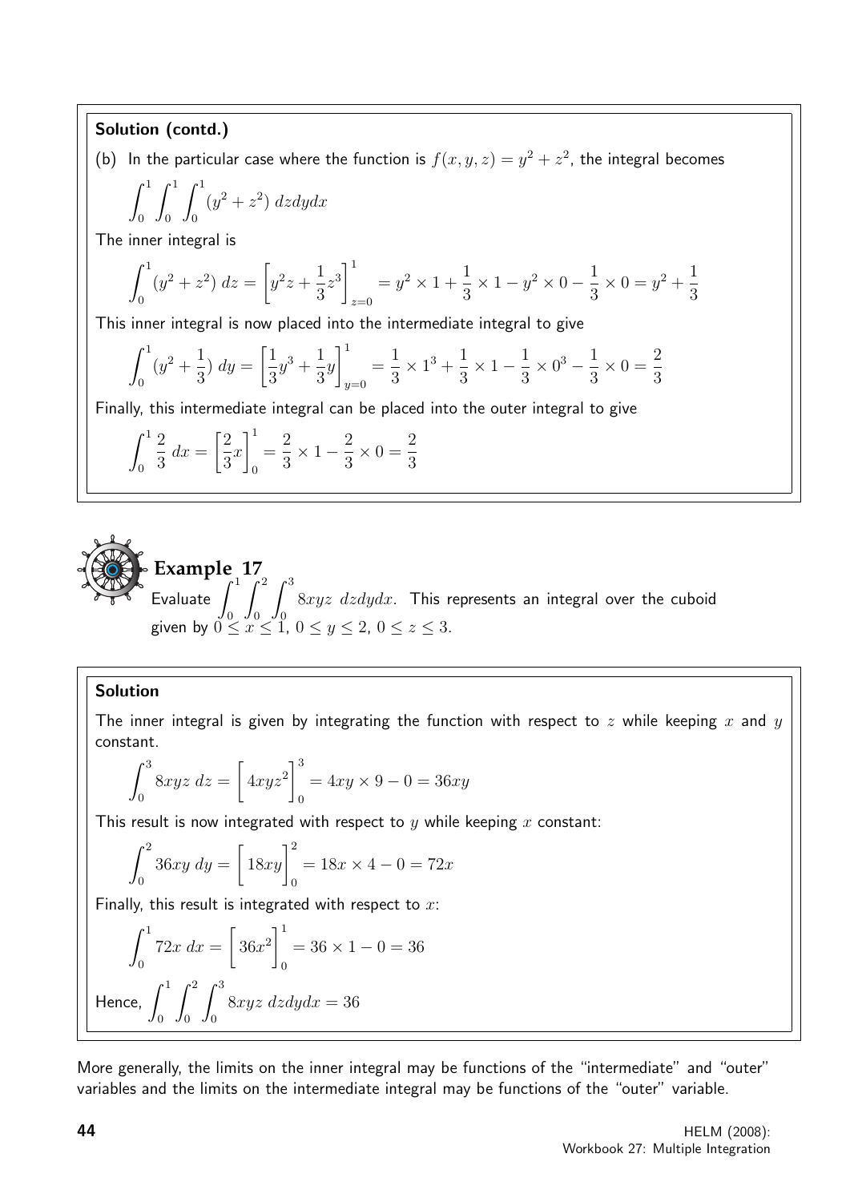**Solution (contd.)**

(b) In the particular case where the function is $f(x, y, z) = y^2 + z^2$, the integral becomes

$$\int_0^1 \int_0^1 \int_0^1 (y^2 + z^2) \; dzdydx$$

The inner integral is

$$\int_0^1 (y^2 + z^2) \; dz = \left[ y^2 z + \frac{1}{3} z^3 \right]_{z=0}^1 = y^2 \times 1 + \frac{1}{3} \times 1 - y^2 \times 0 - \frac{1}{3} \times 0 = y^2 + \frac{1}{3}$$

This inner integral is now placed into the intermediate integral to give

$$\int_0^1 (y^2 + \frac{1}{3}) \; dy = \left[ \frac{1}{3} y^3 + \frac{1}{3} y \right]_{y=0}^1 = \frac{1}{3} \times 1^3 + \frac{1}{3} \times 1 - \frac{1}{3} \times 0^3 - \frac{1}{3} \times 0 = \frac{2}{3}$$

Finally, this intermediate integral can be placed into the outer integral to give

$$\int_0^1 \frac{2}{3} \; dx = \left[ \frac{2}{3} x \right]_0^1 = \frac{2}{3} \times 1 - \frac{2}{3} \times 0 = \frac{2}{3}$$

## Example 17

Evaluate $\displaystyle\int_0^1 \int_0^2 \int_0^3 8xyz \; dzdydx$. This represents an integral over the cuboid given by $0 \leq x \leq 1$, $0 \leq y \leq 2$, $0 \leq z \leq 3$.

**Solution**

The inner integral is given by integrating the function with respect to $z$ while keeping $x$ and $y$ constant.

$$\int_0^3 8xyz \; dz = \left[ 4xyz^2 \right]_0^3 = 4xy \times 9 - 0 = 36xy$$

This result is now integrated with respect to $y$ while keeping $x$ constant:

$$\int_0^2 36xy \; dy = \left[ 18xy \right]_0^2 = 18x \times 4 - 0 = 72x$$

Finally, this result is integrated with respect to $x$:

$$\int_0^1 72x \; dx = \left[ 36x^2 \right]_0^1 = 36 \times 1 - 0 = 36$$

Hence, $\displaystyle\int_0^1 \int_0^2 \int_0^3 8xyz \; dzdydx = 36$

More generally, the limits on the inner integral may be functions of the "intermediate" and "outer" variables and the limits on the intermediate integral may be functions of the "outer" variable.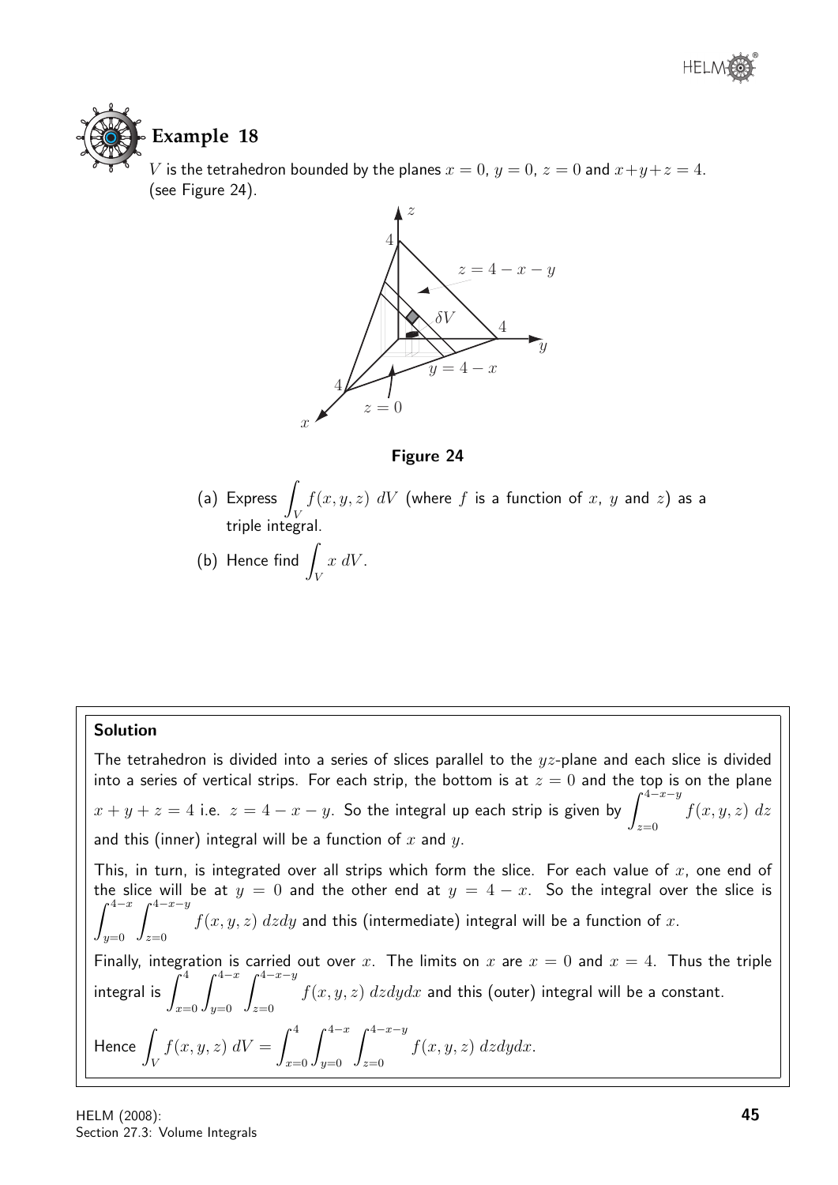## Example 18

$V$ is the tetrahedron bounded by the planes $x = 0$, $y = 0$, $z = 0$ and $x+y+z = 4$. (see Figure 24).

**Figure 24**

(a) Express $\int_V f(x, y, z)\ dV$ (where $f$ is a function of $x$, $y$ and $z$) as a triple integral.

(b) Hence find $\int_V x\ dV$.

### Solution

The tetrahedron is divided into a series of slices parallel to the $yz$-plane and each slice is divided into a series of vertical strips. For each strip, the bottom is at $z = 0$ and the top is on the plane $x + y + z = 4$ i.e. $z = 4 - x - y$. So the integral up each strip is given by $\int_{z=0}^{4-x-y} f(x, y, z)\ dz$ and this (inner) integral will be a function of $x$ and $y$.

This, in turn, is integrated over all strips which form the slice. For each value of $x$, one end of the slice will be at $y = 0$ and the other end at $y = 4 - x$. So the integral over the slice is $\int_{y=0}^{4-x} \int_{z=0}^{4-x-y} f(x, y, z)\ dzdy$ and this (intermediate) integral will be a function of $x$.

Finally, integration is carried out over $x$. The limits on $x$ are $x = 0$ and $x = 4$. Thus the triple integral is $\int_{x=0}^{4} \int_{y=0}^{4-x} \int_{z=0}^{4-x-y} f(x, y, z)\ dzdydx$ and this (outer) integral will be a constant.

Hence $\int_V f(x, y, z)\ dV = \int_{x=0}^{4} \int_{y=0}^{4-x} \int_{z=0}^{4-x-y} f(x, y, z)\ dzdydx$.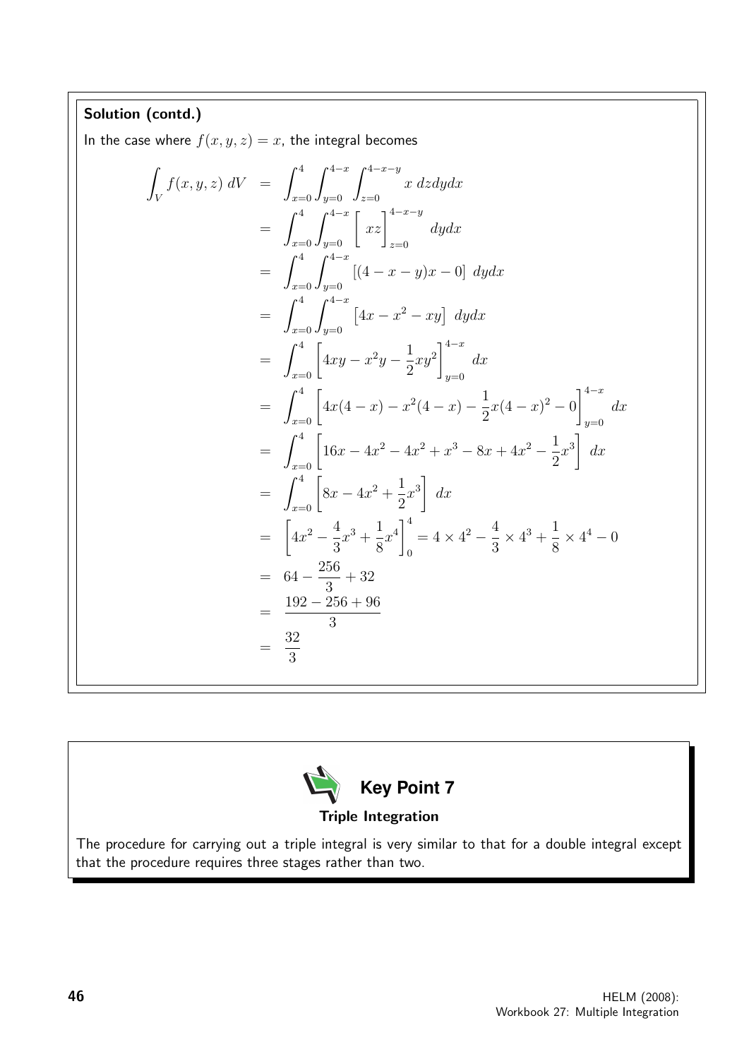**Solution (contd.)**

In the case where $f(x,y,z) = x$, the integral becomes

$$
\begin{aligned}
\int_V f(x,y,z)\, dV &= \int_{x=0}^{4}\int_{y=0}^{4-x}\int_{z=0}^{4-x-y} x \; dzdydx \\
&= \int_{x=0}^{4}\int_{y=0}^{4-x}\left[\; xz \;\right]_{z=0}^{4-x-y} \; dydx \\
&= \int_{x=0}^{4}\int_{y=0}^{4-x}\left[(4-x-y)x - 0\right]\; dydx \\
&= \int_{x=0}^{4}\int_{y=0}^{4-x}\left[4x - x^2 - xy\right]\; dydx \\
&= \int_{x=0}^{4}\left[4xy - x^2y - \frac{1}{2}xy^2\right]_{y=0}^{4-x}\; dx \\
&= \int_{x=0}^{4}\left[4x(4-x) - x^2(4-x) - \frac{1}{2}x(4-x)^2 - 0\right]_{y=0}^{4-x}\; dx \\
&= \int_{x=0}^{4}\left[16x - 4x^2 - 4x^2 + x^3 - 8x + 4x^2 - \frac{1}{2}x^3\right]\; dx \\
&= \int_{x=0}^{4}\left[8x - 4x^2 + \frac{1}{2}x^3\right]\; dx \\
&= \left[4x^2 - \frac{4}{3}x^3 + \frac{1}{8}x^4\right]_0^4 = 4\times 4^2 - \frac{4}{3}\times 4^3 + \frac{1}{8}\times 4^4 - 0 \\
&= 64 - \frac{256}{3} + 32 \\
&= \frac{192 - 256 + 96}{3} \\
&= \frac{32}{3}
\end{aligned}
$$

**Key Point 7**

**Triple Integration**

The procedure for carrying out a triple integral is very similar to that for a double integral except that the procedure requires three stages rather than two.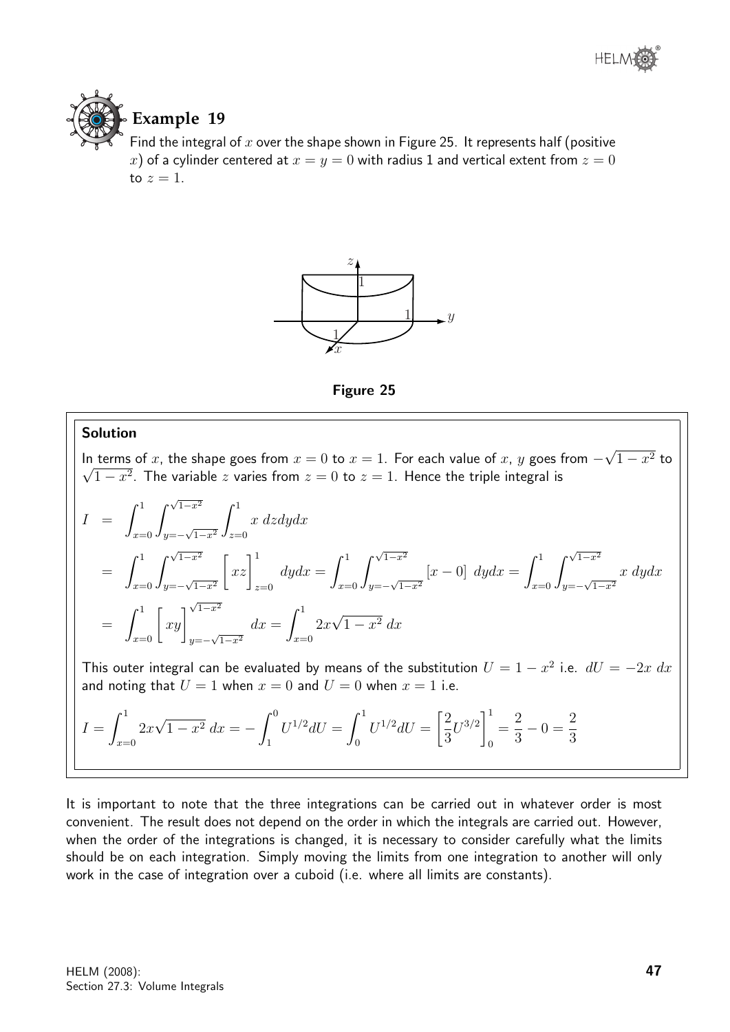## Example 19

Find the integral of $x$ over the shape shown in Figure 25. It represents half (positive $x$) of a cylinder centered at $x = y = 0$ with radius 1 and vertical extent from $z = 0$ to $z = 1$.

**Figure 25**

**Solution**

In terms of $x$, the shape goes from $x = 0$ to $x = 1$. For each value of $x$, $y$ goes from $-\sqrt{1-x^2}$ to $\sqrt{1-x^2}$. The variable $z$ varies from $z = 0$ to $z = 1$. Hence the triple integral is

$$
\begin{aligned}
I &= \int_{x=0}^{1}\int_{y=-\sqrt{1-x^2}}^{\sqrt{1-x^2}}\int_{z=0}^{1} x \, dzdydx \\
&= \int_{x=0}^{1}\int_{y=-\sqrt{1-x^2}}^{\sqrt{1-x^2}} \Big[ xz \Big]_{z=0}^{1} dydx = \int_{x=0}^{1}\int_{y=-\sqrt{1-x^2}}^{\sqrt{1-x^2}} [x-0] \; dydx = \int_{x=0}^{1}\int_{y=-\sqrt{1-x^2}}^{\sqrt{1-x^2}} x \; dydx \\
&= \int_{x=0}^{1} \Big[ xy \Big]_{y=-\sqrt{1-x^2}}^{\sqrt{1-x^2}} dx = \int_{x=0}^{1} 2x\sqrt{1-x^2} \, dx
\end{aligned}
$$

This outer integral can be evaluated by means of the substitution $U = 1 - x^2$ i.e. $dU = -2x \, dx$ and noting that $U = 1$ when $x = 0$ and $U = 0$ when $x = 1$ i.e.

$$
I = \int_{x=0}^{1} 2x\sqrt{1-x^2} \, dx = -\int_{1}^{0} U^{1/2} dU = \int_{0}^{1} U^{1/2} dU = \left[\frac{2}{3}U^{3/2}\right]_0^1 = \frac{2}{3} - 0 = \frac{2}{3}
$$

It is important to note that the three integrations can be carried out in whatever order is most convenient. The result does not depend on the order in which the integrals are carried out. However, when the order of the integrations is changed, it is necessary to consider carefully what the limits should be on each integration. Simply moving the limits from one integration to another will only work in the case of integration over a cuboid (i.e. where all limits are constants).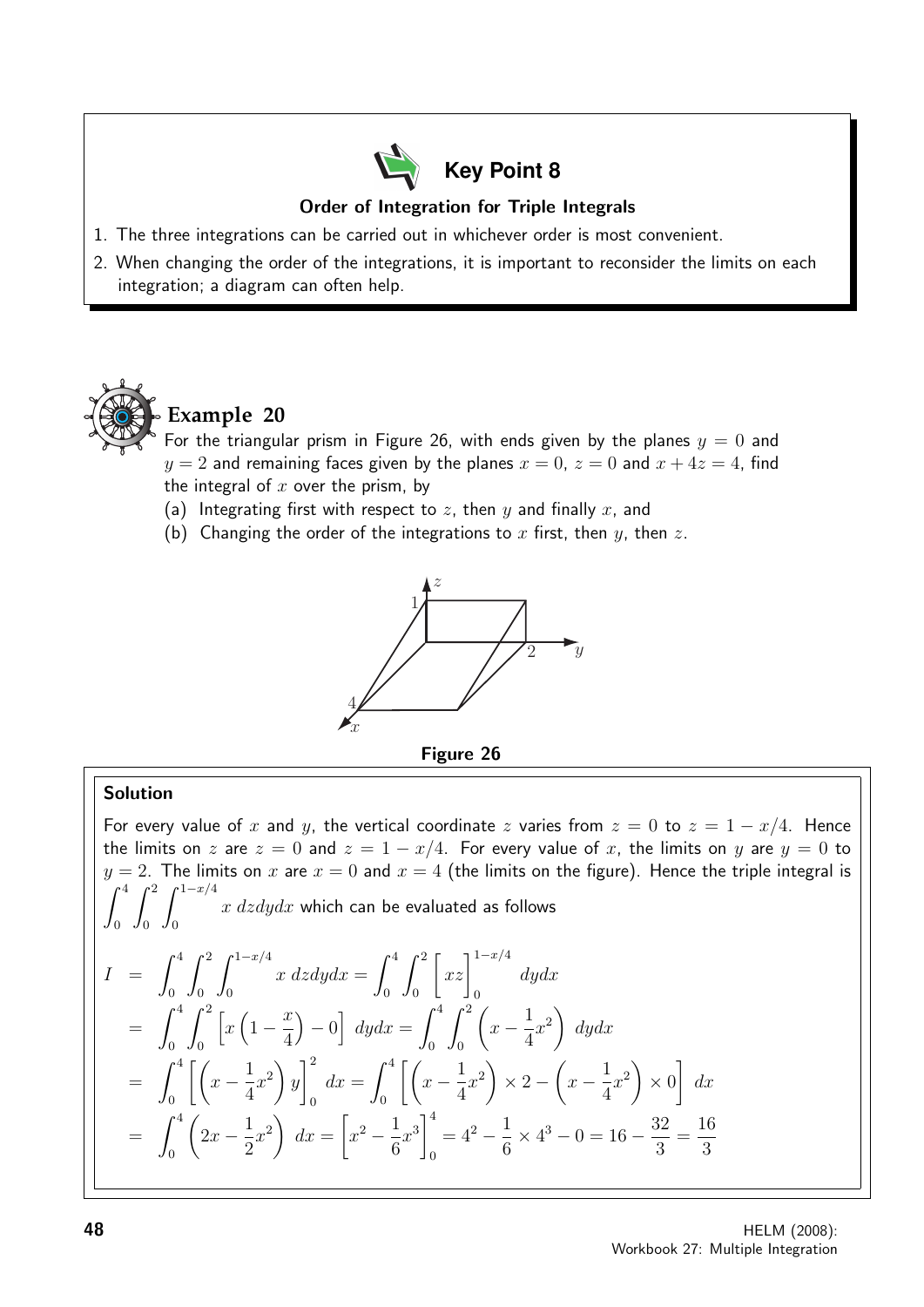## Key Point 8

**Order of Integration for Triple Integrals**

1. The three integrations can be carried out in whichever order is most convenient.
2. When changing the order of the integrations, it is important to reconsider the limits on each integration; a diagram can often help.

## Example 20

For the triangular prism in Figure 26, with ends given by the planes $y = 0$ and $y = 2$ and remaining faces given by the planes $x = 0$, $z = 0$ and $x + 4z = 4$, find the integral of $x$ over the prism, by

(a) Integrating first with respect to $z$, then $y$ and finally $x$, and

(b) Changing the order of the integrations to $x$ first, then $y$, then $z$.

**Figure 26**

**Solution**

For every value of $x$ and $y$, the vertical coordinate $z$ varies from $z = 0$ to $z = 1 - x/4$. Hence the limits on $z$ are $z = 0$ and $z = 1 - x/4$. For every value of $x$, the limits on $y$ are $y = 0$ to $y = 2$. The limits on $x$ are $x = 0$ and $x = 4$ (the limits on the figure). Hence the triple integral is $\displaystyle\int_0^4 \int_0^2 \int_0^{1-x/4} x \, dzdydx$ which can be evaluated as follows

$$
\begin{aligned}
I &= \int_0^4 \int_0^2 \int_0^{1-x/4} x \, dzdydx = \int_0^4 \int_0^2 \Big[ xz \Big]_0^{1-x/4} dydx \\
&= \int_0^4 \int_0^2 \left[ x\left(1 - \frac{x}{4}\right) - 0 \right] dydx = \int_0^4 \int_0^2 \left( x - \frac{1}{4}x^2 \right) dydx \\
&= \int_0^4 \left[ \left( x - \frac{1}{4}x^2 \right) y \right]_0^2 dx = \int_0^4 \left[ \left( x - \frac{1}{4}x^2 \right) \times 2 - \left( x - \frac{1}{4}x^2 \right) \times 0 \right] dx \\
&= \int_0^4 \left( 2x - \frac{1}{2}x^2 \right) dx = \left[ x^2 - \frac{1}{6}x^3 \right]_0^4 = 4^2 - \frac{1}{6} \times 4^3 - 0 = 16 - \frac{32}{3} = \frac{16}{3}
\end{aligned}
$$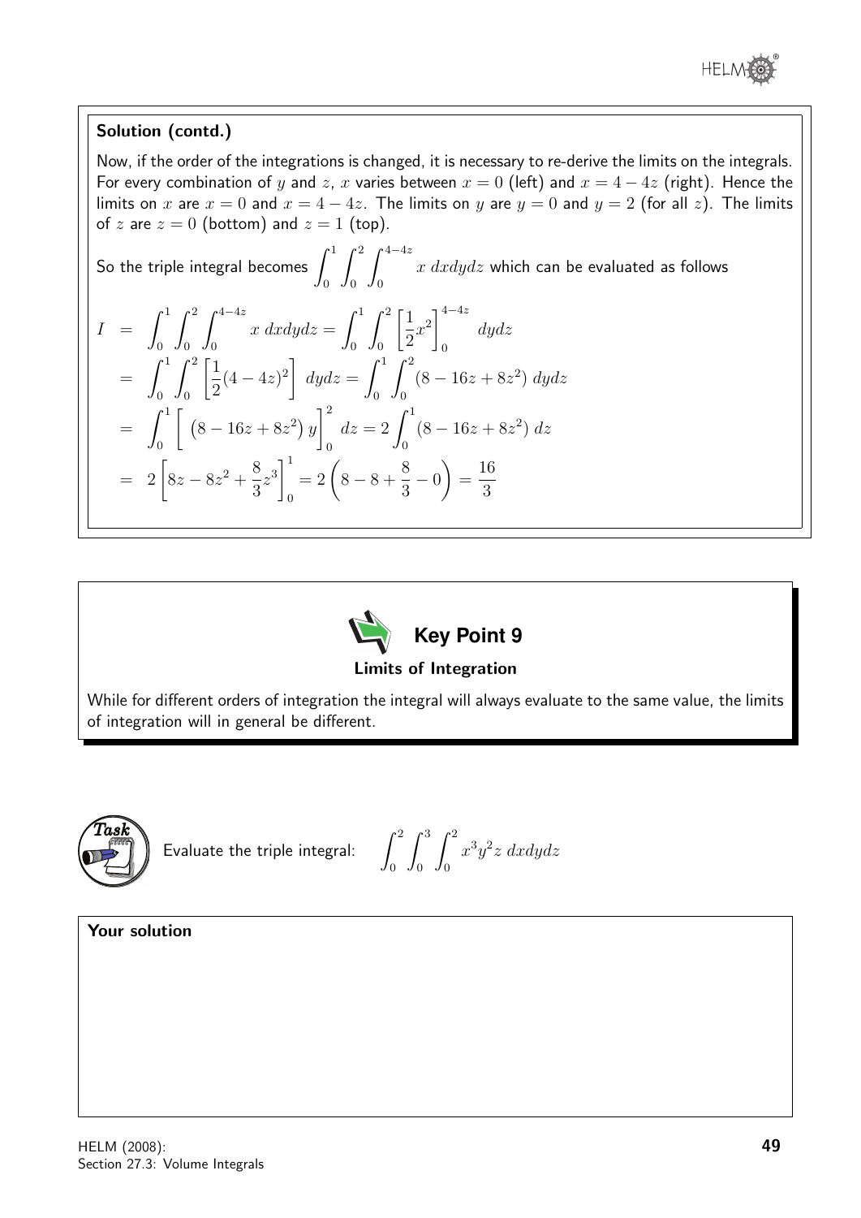**Solution (contd.)**

Now, if the order of the integrations is changed, it is necessary to re-derive the limits on the integrals. For every combination of $y$ and $z$, $x$ varies between $x = 0$ (left) and $x = 4 - 4z$ (right). Hence the limits on $x$ are $x = 0$ and $x = 4 - 4z$. The limits on $y$ are $y = 0$ and $y = 2$ (for all $z$). The limits of $z$ are $z = 0$ (bottom) and $z = 1$ (top).

So the triple integral becomes $\int_0^1 \int_0^2 \int_0^{4-4z} x \; dxdydz$ which can be evaluated as follows

$$
\begin{aligned}
I &= \int_0^1 \int_0^2 \int_0^{4-4z} x \; dxdydz = \int_0^1 \int_0^2 \left[\frac{1}{2}x^2\right]_0^{4-4z} \; dydz \\
&= \int_0^1 \int_0^2 \left[\frac{1}{2}(4-4z)^2\right] \; dydz = \int_0^1 \int_0^2 (8 - 16z + 8z^2) \; dydz \\
&= \int_0^1 \left[ \left(8 - 16z + 8z^2\right) y \right]_0^2 \; dz = 2\int_0^1 (8 - 16z + 8z^2) \; dz \\
&= 2\left[8z - 8z^2 + \frac{8}{3}z^3\right]_0^1 = 2\left(8 - 8 + \frac{8}{3} - 0\right) = \frac{16}{3}
\end{aligned}
$$

**Key Point 9**

**Limits of Integration**

While for different orders of integration the integral will always evaluate to the same value, the limits of integration will in general be different.

**Task**

Evaluate the triple integral: $\int_0^2 \int_0^3 \int_0^2 x^3 y^2 z \; dxdydz$

**Your solution**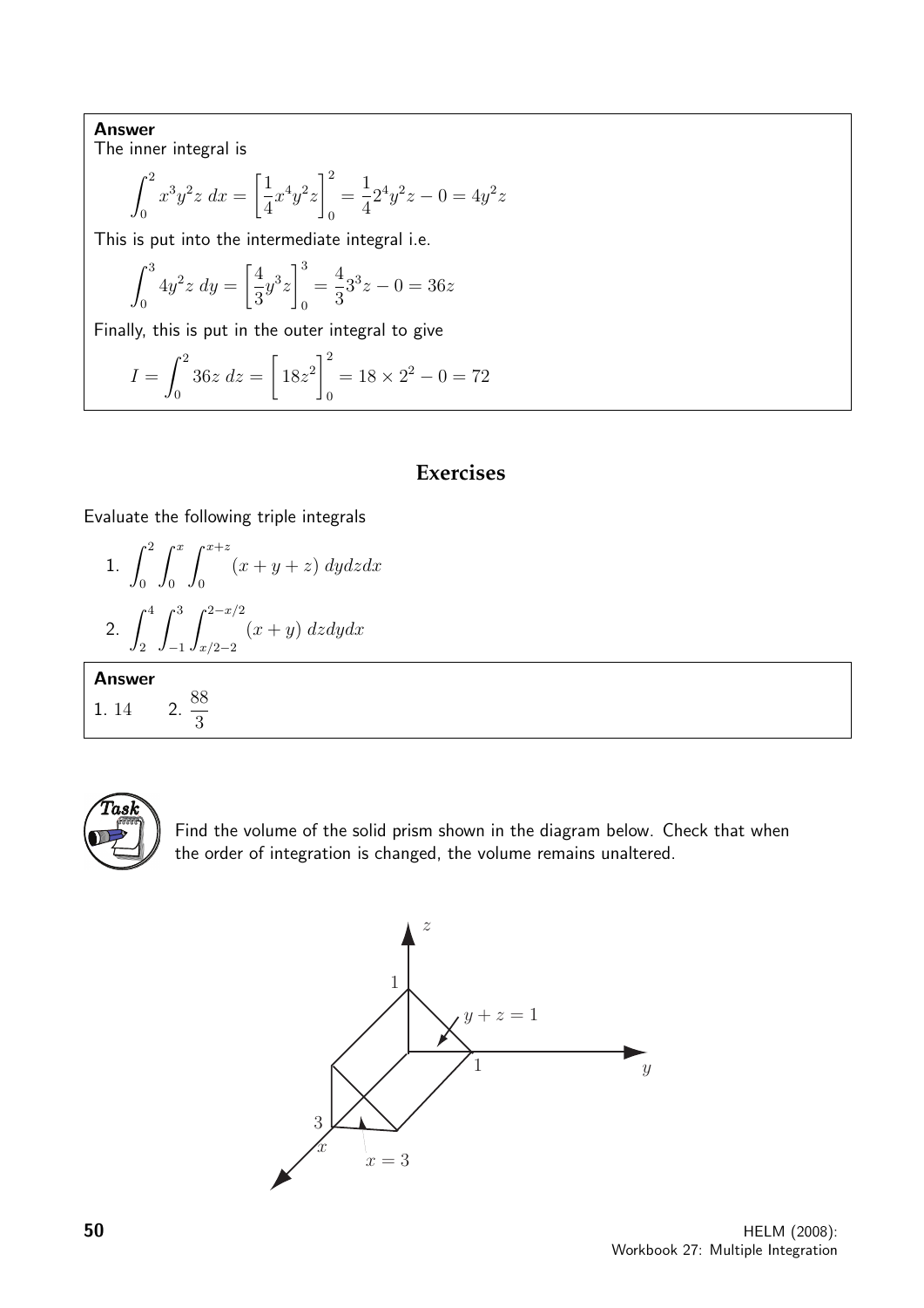**Answer**

The inner integral is

$$\int_0^2 x^3y^2z\;dx = \left[\frac{1}{4}x^4y^2z\right]_0^2 = \frac{1}{4}2^4y^2z - 0 = 4y^2z$$

This is put into the intermediate integral i.e.

$$\int_0^3 4y^2z\;dy = \left[\frac{4}{3}y^3z\right]_0^3 = \frac{4}{3}3^3z - 0 = 36z$$

Finally, this is put in the outer integral to give

$$I = \int_0^2 36z\;dz = \left[18z^2\right]_0^2 = 18 \times 2^2 - 0 = 72$$

## Exercises

Evaluate the following triple integrals

1. $\displaystyle\int_0^2 \int_0^x \int_0^{x+z} (x+y+z)\;dydzdx$
2. $\displaystyle\int_2^4 \int_{-1}^3 \int_{x/2-2}^{2-x/2} (x+y)\;dzdydx$

**Answer**

1. $14$ 2. $\dfrac{88}{3}$

**Task**

Find the volume of the solid prism shown in the diagram below. Check that when the order of integration is changed, the volume remains unaltered.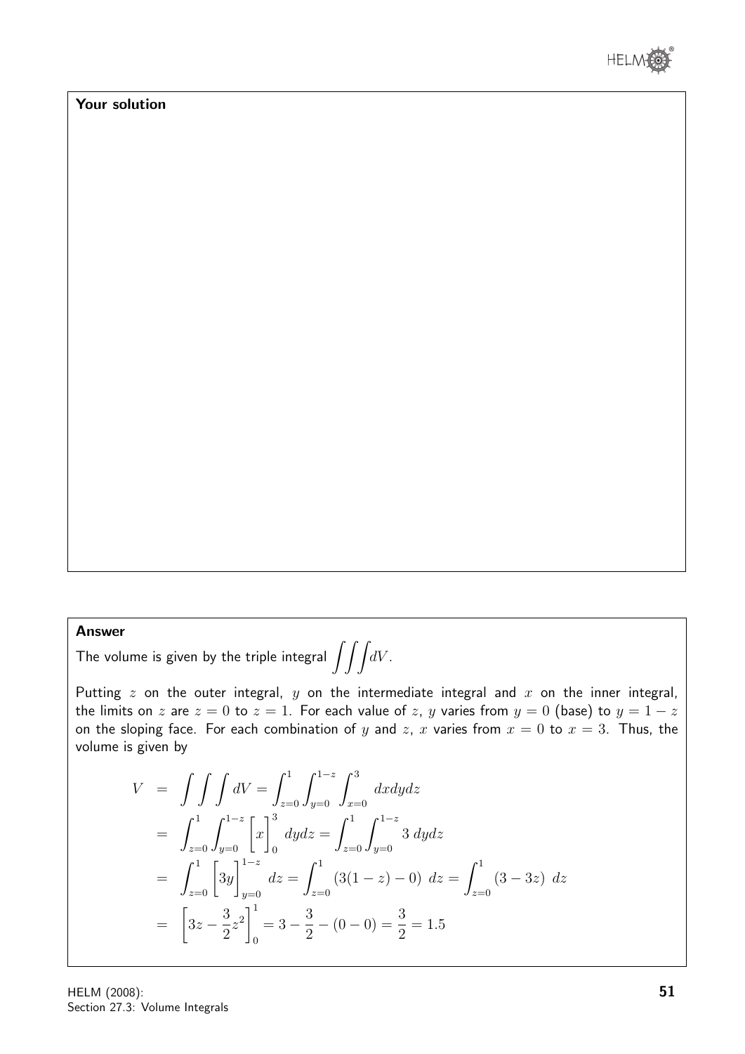**Your solution**

**Answer**

The volume is given by the triple integral $\displaystyle\iiint dV$.

Putting $z$ on the outer integral, $y$ on the intermediate integral and $x$ on the inner integral, the limits on $z$ are $z = 0$ to $z = 1$. For each value of $z$, $y$ varies from $y = 0$ (base) to $y = 1 - z$ on the sloping face. For each combination of $y$ and $z$, $x$ varies from $x = 0$ to $x = 3$. Thus, the volume is given by

$$
\begin{aligned}
V &= \int\int\int dV = \int_{z=0}^{1}\int_{y=0}^{1-z}\int_{x=0}^{3} dxdydz \\
&= \int_{z=0}^{1}\int_{y=0}^{1-z}\Big[x\Big]_0^3 dydz = \int_{z=0}^{1}\int_{y=0}^{1-z} 3\ dydz \\
&= \int_{z=0}^{1}\Big[3y\Big]_{y=0}^{1-z} dz = \int_{z=0}^{1}\left(3(1-z)-0\right)\ dz = \int_{z=0}^{1}(3-3z)\ dz \\
&= \left[3z - \frac{3}{2}z^2\right]_0^1 = 3 - \frac{3}{2} - (0-0) = \frac{3}{2} = 1.5
\end{aligned}
$$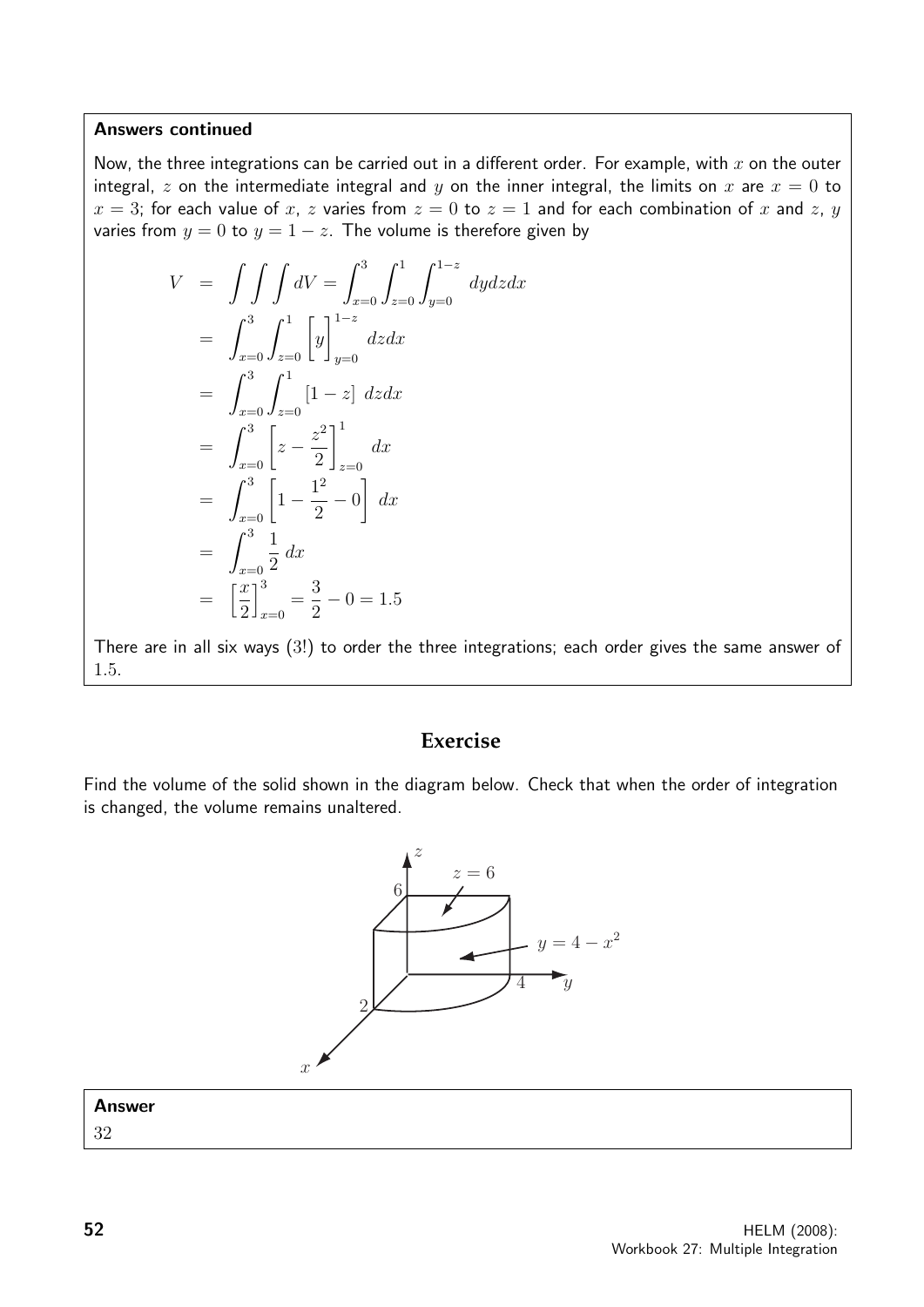**Answers continued**

Now, the three integrations can be carried out in a different order. For example, with $x$ on the outer integral, $z$ on the intermediate integral and $y$ on the inner integral, the limits on $x$ are $x = 0$ to $x = 3$; for each value of $x$, $z$ varies from $z = 0$ to $z = 1$ and for each combination of $x$ and $z$, $y$ varies from $y = 0$ to $y = 1 - z$. The volume is therefore given by

$$
\begin{aligned}
V &= \int\int\int dV = \int_{x=0}^{3}\int_{z=0}^{1}\int_{y=0}^{1-z} dydzdx \\
&= \int_{x=0}^{3}\int_{z=0}^{1}\Big[y\Big]_{y=0}^{1-z} dzdx \\
&= \int_{x=0}^{3}\int_{z=0}^{1}[1-z]\ dzdx \\
&= \int_{x=0}^{3}\left[z - \frac{z^2}{2}\right]_{z=0}^{1} dx \\
&= \int_{x=0}^{3}\left[1 - \frac{1^2}{2} - 0\right] dx \\
&= \int_{x=0}^{3}\frac{1}{2}\,dx \\
&= \left[\frac{x}{2}\right]_{x=0}^{3} = \frac{3}{2} - 0 = 1.5
\end{aligned}
$$

There are in all six ways (3!) to order the three integrations; each order gives the same answer of 1.5.

## Exercise

Find the volume of the solid shown in the diagram below. Check that when the order of integration is changed, the volume remains unaltered.

**Answer**

32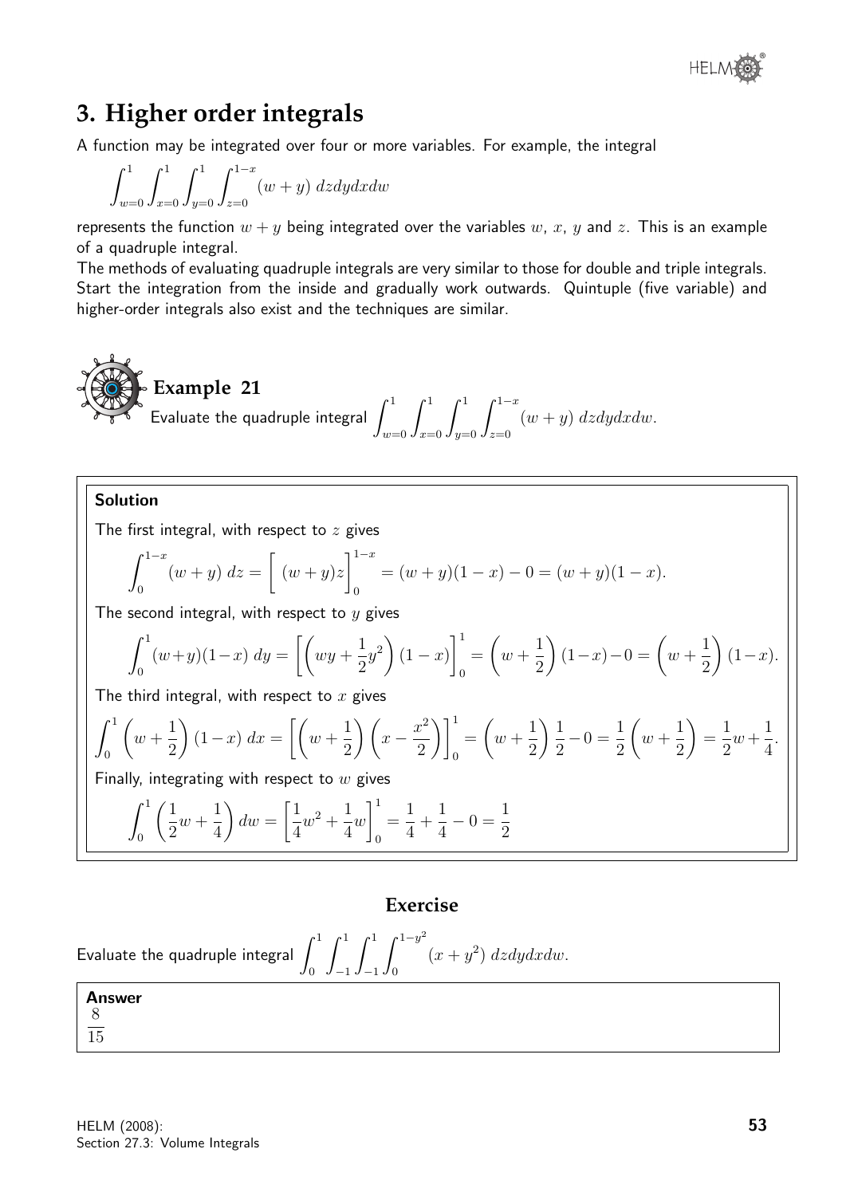## 3. Higher order integrals

A function may be integrated over four or more variables. For example, the integral

$$\int_{w=0}^{1}\int_{x=0}^{1}\int_{y=0}^{1}\int_{z=0}^{1-x}(w+y)\ dzdydxdw$$

represents the function $w+y$ being integrated over the variables $w$, $x$, $y$ and $z$. This is an example of a quadruple integral.

The methods of evaluating quadruple integrals are very similar to those for double and triple integrals. Start the integration from the inside and gradually work outwards. Quintuple (five variable) and higher-order integrals also exist and the techniques are similar.

### Example 21

Evaluate the quadruple integral $\displaystyle\int_{w=0}^{1}\int_{x=0}^{1}\int_{y=0}^{1}\int_{z=0}^{1-x}(w+y)\ dzdydxdw$.

**Solution**

The first integral, with respect to $z$ gives

$$\int_{0}^{1-x}(w+y)\ dz = \Big[\ (w+y)z\Big]_{0}^{1-x} = (w+y)(1-x) - 0 = (w+y)(1-x).$$

The second integral, with respect to $y$ gives

$$\int_{0}^{1}(w+y)(1-x)\ dy = \left[\left(wy+\frac{1}{2}y^2\right)(1-x)\right]_{0}^{1} = \left(w+\frac{1}{2}\right)(1-x) - 0 = \left(w+\frac{1}{2}\right)(1-x).$$

The third integral, with respect to $x$ gives

$$\int_{0}^{1}\left(w+\frac{1}{2}\right)(1-x)\ dx = \left[\left(w+\frac{1}{2}\right)\left(x-\frac{x^2}{2}\right)\right]_{0}^{1} = \left(w+\frac{1}{2}\right)\frac{1}{2} - 0 = \frac{1}{2}\left(w+\frac{1}{2}\right) = \frac{1}{2}w+\frac{1}{4}.$$

Finally, integrating with respect to $w$ gives

$$\int_{0}^{1}\left(\frac{1}{2}w+\frac{1}{4}\right)dw = \left[\frac{1}{4}w^2+\frac{1}{4}w\right]_{0}^{1} = \frac{1}{4}+\frac{1}{4}-0 = \frac{1}{2}$$

### Exercise

Evaluate the quadruple integral $\displaystyle\int_{0}^{1}\int_{-1}^{1}\int_{-1}^{1}\int_{0}^{1-y^2}(x+y^2)\ dzdydxdw$.

**Answer**

$\dfrac{8}{15}$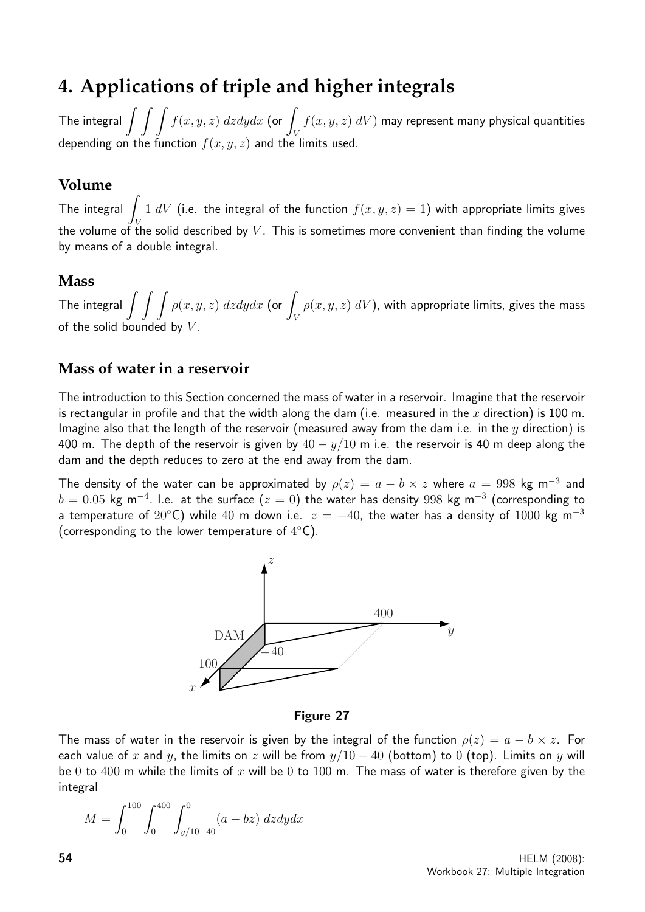# 4. Applications of triple and higher integrals

The integral $\int\int\int f(x,y,z)\,dzdydx$ (or $\int_V f(x,y,z)\,dV$) may represent many physical quantities depending on the function $f(x,y,z)$ and the limits used.

## Volume

The integral $\int_V 1\,dV$ (i.e. the integral of the function $f(x,y,z) = 1$) with appropriate limits gives the volume of the solid described by $V$. This is sometimes more convenient than finding the volume by means of a double integral.

## Mass

The integral $\int\int\int \rho(x,y,z)\,dzdydx$ (or $\int_V \rho(x,y,z)\,dV$), with appropriate limits, gives the mass of the solid bounded by $V$.

## Mass of water in a reservoir

The introduction to this Section concerned the mass of water in a reservoir. Imagine that the reservoir is rectangular in profile and that the width along the dam (i.e. measured in the $x$ direction) is 100 m. Imagine also that the length of the reservoir (measured away from the dam i.e. in the $y$ direction) is 400 m. The depth of the reservoir is given by $40 - y/10$ m i.e. the reservoir is 40 m deep along the dam and the depth reduces to zero at the end away from the dam.

The density of the water can be approximated by $\rho(z) = a - b \times z$ where $a = 998$ kg m$^{-3}$ and $b = 0.05$ kg m$^{-4}$. I.e. at the surface ($z = 0$) the water has density $998$ kg m$^{-3}$ (corresponding to a temperature of $20^\circ$C) while $40$ m down i.e. $z = -40$, the water has a density of $1000$ kg m$^{-3}$ (corresponding to the lower temperature of $4^\circ$C).

**Figure 27**

The mass of water in the reservoir is given by the integral of the function $\rho(z) = a - b \times z$. For each value of $x$ and $y$, the limits on $z$ will be from $y/10 - 40$ (bottom) to $0$ (top). Limits on $y$ will be $0$ to $400$ m while the limits of $x$ will be $0$ to $100$ m. The mass of water is therefore given by the integral

$$M = \int_0^{100}\int_0^{400}\int_{y/10-40}^{0} (a - bz)\,dzdydx$$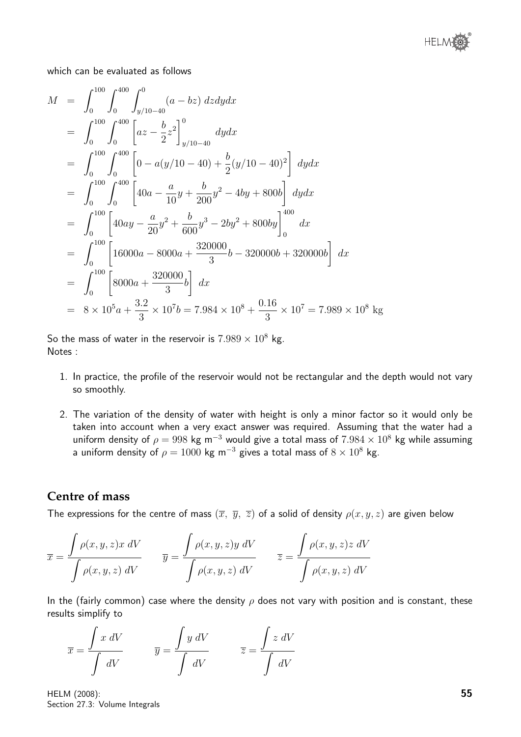which can be evaluated as follows

$$
\begin{aligned}
M &= \int_0^{100}\int_0^{400}\int_{y/10-40}^{0} (a - bz)\ dzdydx \\
&= \int_0^{100}\int_0^{400} \left[az - \frac{b}{2}z^2\right]_{y/10-40}^{0}\ dydx \\
&= \int_0^{100}\int_0^{400} \left[0 - a(y/10-40) + \frac{b}{2}(y/10-40)^2\right]\ dydx \\
&= \int_0^{100}\int_0^{400} \left[40a - \frac{a}{10}y + \frac{b}{200}y^2 - 4by + 800b\right]\ dydx \\
&= \int_0^{100} \left[40ay - \frac{a}{20}y^2 + \frac{b}{600}y^3 - 2by^2 + 800by\right]_0^{400}\ dx \\
&= \int_0^{100} \left[16000a - 8000a + \frac{320000}{3}b - 320000b + 320000b\right]\ dx \\
&= \int_0^{100} \left[8000a + \frac{320000}{3}b\right]\ dx \\
&= 8\times 10^5 a + \frac{3.2}{3}\times 10^7 b = 7.984\times 10^8 + \frac{0.16}{3}\times 10^7 = 7.989\times 10^8\ \text{kg}
\end{aligned}
$$

So the mass of water in the reservoir is $7.989 \times 10^8$ kg.
Notes :

1. In practice, the profile of the reservoir would not be rectangular and the depth would not vary so smoothly.

2. The variation of the density of water with height is only a minor factor so it would only be taken into account when a very exact answer was required. Assuming that the water had a uniform density of $\rho = 998$ kg m$^{-3}$ would give a total mass of $7.984 \times 10^8$ kg while assuming a uniform density of $\rho = 1000$ kg m$^{-3}$ gives a total mass of $8 \times 10^8$ kg.

## Centre of mass

The expressions for the centre of mass $(\overline{x},\ \overline{y},\ \overline{z})$ of a solid of density $\rho(x, y, z)$ are given below

$$
\overline{x} = \frac{\displaystyle\int \rho(x,y,z)x\ dV}{\displaystyle\int \rho(x,y,z)\ dV} \qquad \overline{y} = \frac{\displaystyle\int \rho(x,y,z)y\ dV}{\displaystyle\int \rho(x,y,z)\ dV} \qquad \overline{z} = \frac{\displaystyle\int \rho(x,y,z)z\ dV}{\displaystyle\int \rho(x,y,z)\ dV}
$$

In the (fairly common) case where the density $\rho$ does not vary with position and is constant, these results simplify to

$$
\overline{x} = \frac{\displaystyle\int x\ dV}{\displaystyle\int dV} \qquad \overline{y} = \frac{\displaystyle\int y\ dV}{\displaystyle\int dV} \qquad \overline{z} = \frac{\displaystyle\int z\ dV}{\displaystyle\int dV}
$$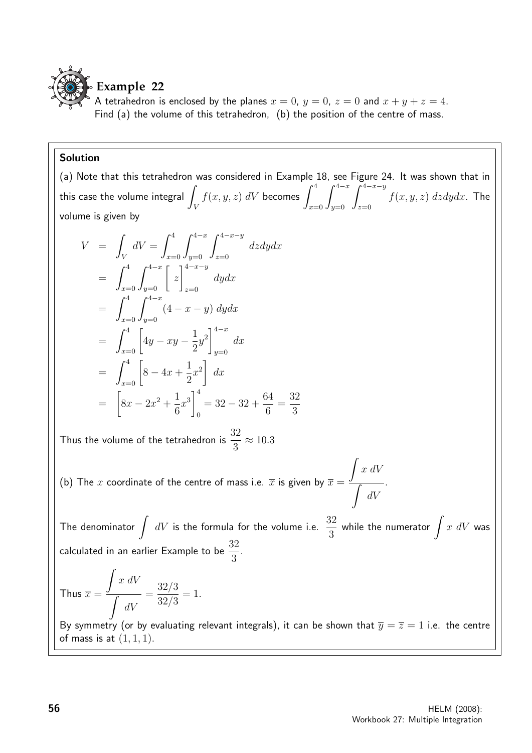## Example 22

A tetrahedron is enclosed by the planes $x = 0$, $y = 0$, $z = 0$ and $x + y + z = 4$.
Find (a) the volume of this tetrahedron, (b) the position of the centre of mass.

**Solution**

(a) Note that this tetrahedron was considered in Example 18, see Figure 24. It was shown that in this case the volume integral $\int_V f(x, y, z)\, dV$ becomes $\int_{x=0}^{4} \int_{y=0}^{4-x} \int_{z=0}^{4-x-y} f(x, y, z)\, dzdydx$. The volume is given by

$$
\begin{aligned}
V &= \int_V dV = \int_{x=0}^{4} \int_{y=0}^{4-x} \int_{z=0}^{4-x-y} dzdydx \\
&= \int_{x=0}^{4} \int_{y=0}^{4-x} \Big[ z \Big]_{z=0}^{4-x-y} dydx \\
&= \int_{x=0}^{4} \int_{y=0}^{4-x} (4 - x - y)\, dydx \\
&= \int_{x=0}^{4} \left[ 4y - xy - \frac{1}{2}y^2 \right]_{y=0}^{4-x} dx \\
&= \int_{x=0}^{4} \left[ 8 - 4x + \frac{1}{2}x^2 \right] dx \\
&= \left[ 8x - 2x^2 + \frac{1}{6}x^3 \right]_0^4 = 32 - 32 + \frac{64}{6} = \frac{32}{3}
\end{aligned}
$$

Thus the volume of the tetrahedron is $\dfrac{32}{3} \approx 10.3$

(b) The $x$ coordinate of the centre of mass i.e. $\overline{x}$ is given by $\overline{x} = \dfrac{\int x\, dV}{\int dV}$.

The denominator $\int dV$ is the formula for the volume i.e. $\dfrac{32}{3}$ while the numerator $\int x\, dV$ was calculated in an earlier Example to be $\dfrac{32}{3}$.

Thus $\overline{x} = \dfrac{\int x\, dV}{\int dV} = \dfrac{32/3}{32/3} = 1$.

By symmetry (or by evaluating relevant integrals), it can be shown that $\overline{y} = \overline{z} = 1$ i.e. the centre of mass is at $(1, 1, 1)$.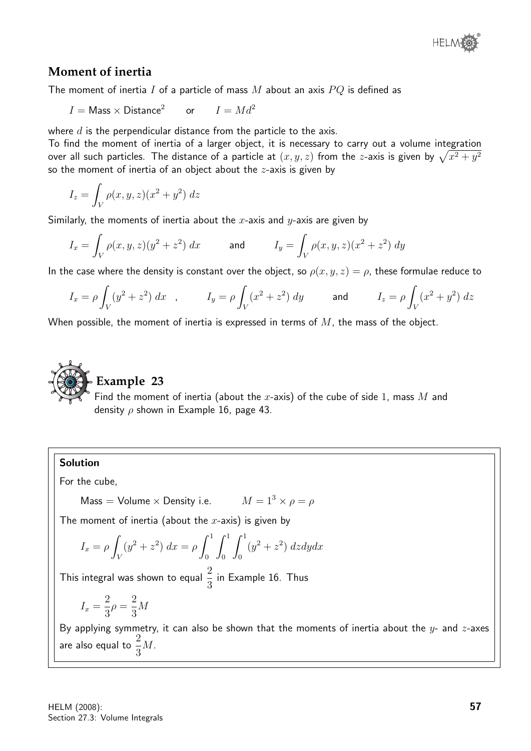## Moment of inertia

The moment of inertia $I$ of a particle of mass $M$ about an axis $PQ$ is defined as

$$I = \text{Mass} \times \text{Distance}^2 \qquad \text{or} \qquad I = Md^2$$

where $d$ is the perpendicular distance from the particle to the axis.

To find the moment of inertia of a larger object, it is necessary to carry out a volume integration over all such particles. The distance of a particle at $(x, y, z)$ from the $z$-axis is given by $\sqrt{x^2 + y^2}$ so the moment of inertia of an object about the $z$-axis is given by

$$I_z = \int_V \rho(x, y, z)(x^2 + y^2)\, dz$$

Similarly, the moments of inertia about the $x$-axis and $y$-axis are given by

$$I_x = \int_V \rho(x, y, z)(y^2 + z^2)\, dx \qquad \text{and} \qquad I_y = \int_V \rho(x, y, z)(x^2 + z^2)\, dy$$

In the case where the density is constant over the object, so $\rho(x, y, z) = \rho$, these formulae reduce to

$$I_x = \rho \int_V (y^2 + z^2)\, dx \quad , \qquad I_y = \rho \int_V (x^2 + z^2)\, dy \qquad \text{and} \qquad I_z = \rho \int_V (x^2 + y^2)\, dz$$

When possible, the moment of inertia is expressed in terms of $M$, the mass of the object.

### Example 23

Find the moment of inertia (about the $x$-axis) of the cube of side $1$, mass $M$ and density $\rho$ shown in Example 16, page 43.

**Solution**

For the cube,

$$\text{Mass} = \text{Volume} \times \text{Density i.e.} \qquad M = 1^3 \times \rho = \rho$$

The moment of inertia (about the $x$-axis) is given by

$$I_x = \rho \int_V (y^2 + z^2)\, dx = \rho \int_0^1 \int_0^1 \int_0^1 (y^2 + z^2)\, dz dy dx$$

This integral was shown to equal $\dfrac{2}{3}$ in Example 16. Thus

$$I_x = \frac{2}{3}\rho = \frac{2}{3}M$$

By applying symmetry, it can also be shown that the moments of inertia about the $y$- and $z$-axes are also equal to $\dfrac{2}{3}M$.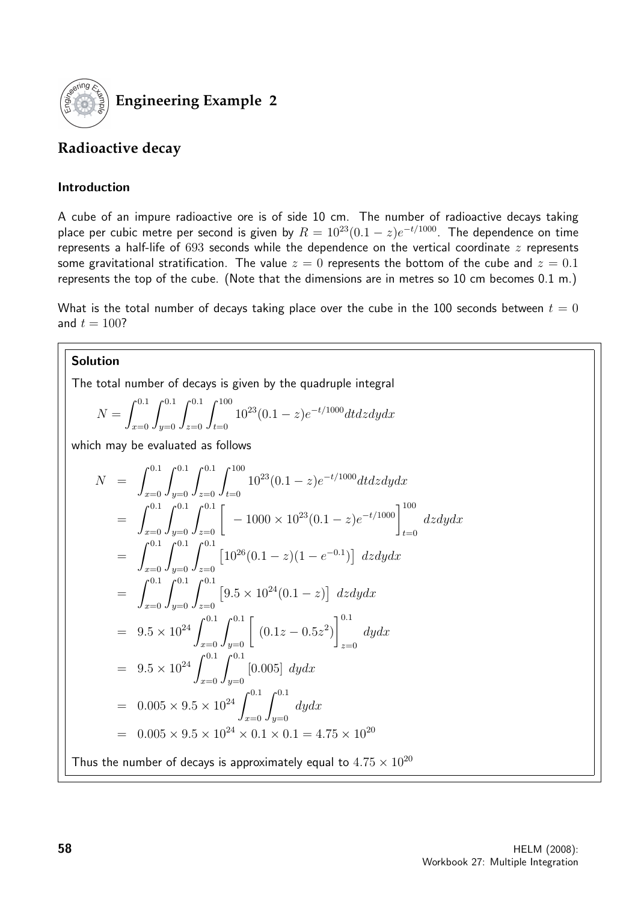## Engineering Example 2

## Radioactive decay

### Introduction

A cube of an impure radioactive ore is of side 10 cm. The number of radioactive decays taking place per cubic metre per second is given by $R = 10^{23}(0.1 - z)e^{-t/1000}$. The dependence on time represents a half-life of 693 seconds while the dependence on the vertical coordinate $z$ represents some gravitational stratification. The value $z = 0$ represents the bottom of the cube and $z = 0.1$ represents the top of the cube. (Note that the dimensions are in metres so 10 cm becomes 0.1 m.)

What is the total number of decays taking place over the cube in the 100 seconds between $t = 0$ and $t = 100$?

### Solution

The total number of decays is given by the quadruple integral

$$N = \int_{x=0}^{0.1}\int_{y=0}^{0.1}\int_{z=0}^{0.1}\int_{t=0}^{100} 10^{23}(0.1 - z)e^{-t/1000}dtdzdydx$$

which may be evaluated as follows

$$\begin{aligned}
N &= \int_{x=0}^{0.1}\int_{y=0}^{0.1}\int_{z=0}^{0.1}\int_{t=0}^{100} 10^{23}(0.1 - z)e^{-t/1000}dtdzdydx \\
&= \int_{x=0}^{0.1}\int_{y=0}^{0.1}\int_{z=0}^{0.1}\left[-1000 \times 10^{23}(0.1 - z)e^{-t/1000}\right]_{t=0}^{100} dzdydx \\
&= \int_{x=0}^{0.1}\int_{y=0}^{0.1}\int_{z=0}^{0.1}\left[10^{26}(0.1 - z)(1 - e^{-0.1})\right] dzdydx \\
&= \int_{x=0}^{0.1}\int_{y=0}^{0.1}\int_{z=0}^{0.1}\left[9.5 \times 10^{24}(0.1 - z)\right] dzdydx \\
&= 9.5 \times 10^{24}\int_{x=0}^{0.1}\int_{y=0}^{0.1}\left[(0.1z - 0.5z^2)\right]_{z=0}^{0.1} dydx \\
&= 9.5 \times 10^{24}\int_{x=0}^{0.1}\int_{y=0}^{0.1}[0.005]\ dydx \\
&= 0.005 \times 9.5 \times 10^{24}\int_{x=0}^{0.1}\int_{y=0}^{0.1} dydx \\
&= 0.005 \times 9.5 \times 10^{24} \times 0.1 \times 0.1 = 4.75 \times 10^{20}
\end{aligned}$$

Thus the number of decays is approximately equal to $4.75 \times 10^{20}$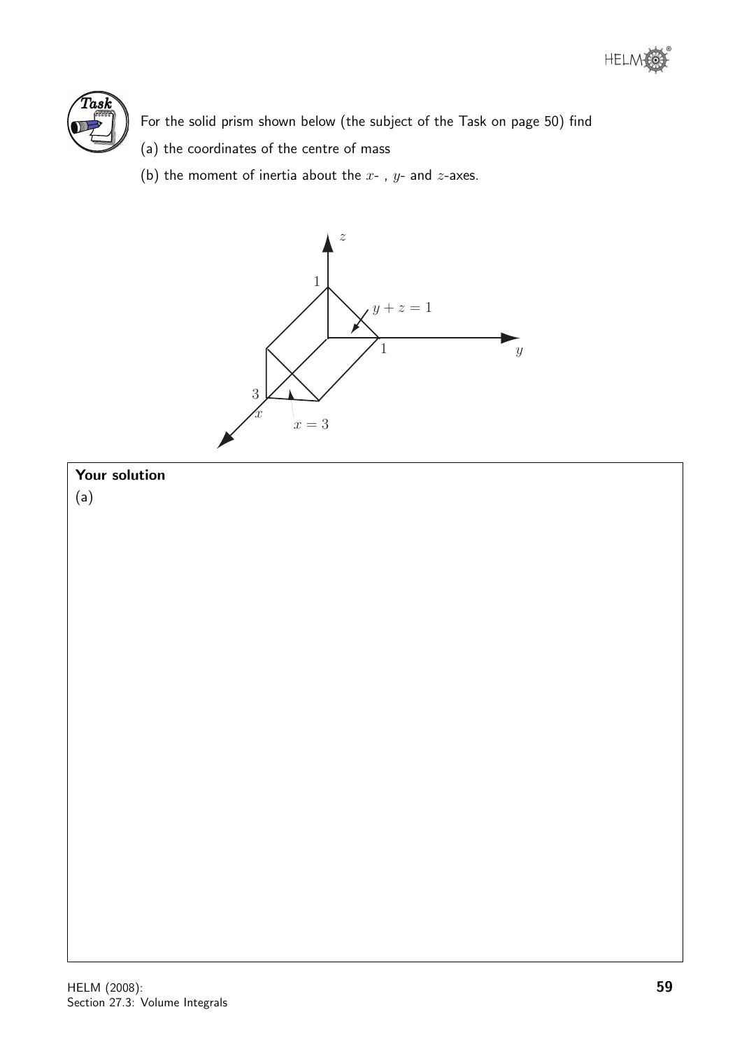**Task**

For the solid prism shown below (the subject of the Task on page 50) find

(a) the coordinates of the centre of mass

(b) the moment of inertia about the $x$- , $y$- and $z$-axes.

**Your solution**

(a)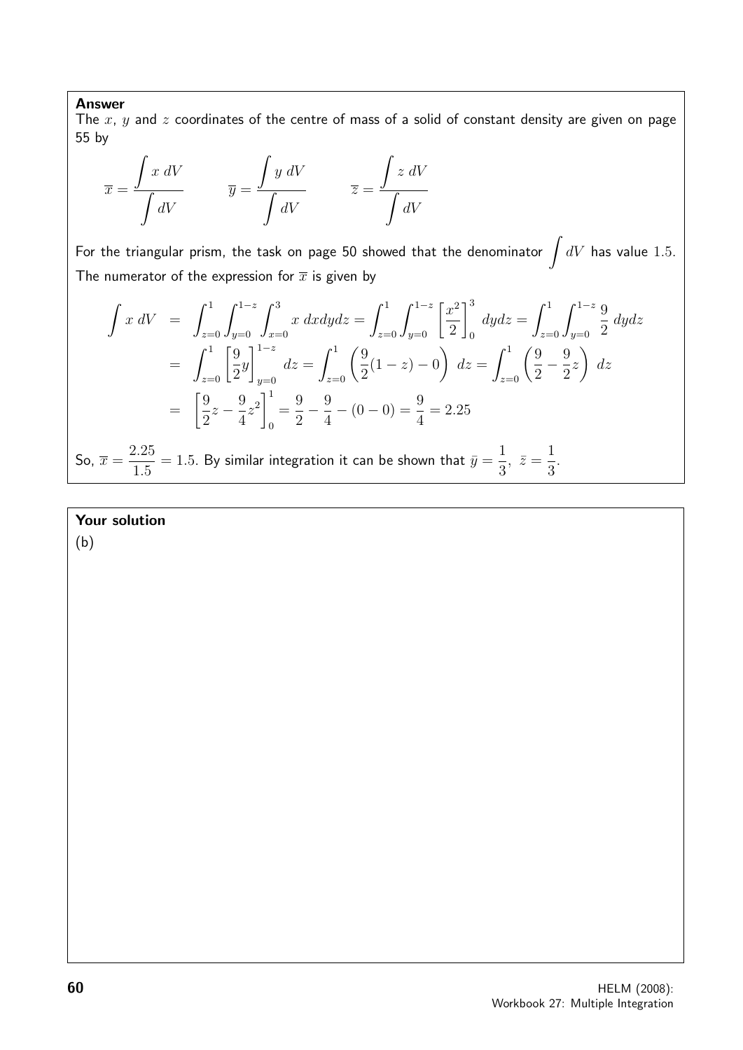**Answer**

The $x$, $y$ and $z$ coordinates of the centre of mass of a solid of constant density are given on page 55 by

$$\overline{x} = \frac{\displaystyle\int x\ dV}{\displaystyle\int dV} \qquad \overline{y} = \frac{\displaystyle\int y\ dV}{\displaystyle\int dV} \qquad \overline{z} = \frac{\displaystyle\int z\ dV}{\displaystyle\int dV}$$

For the triangular prism, the task on page 50 showed that the denominator $\displaystyle\int dV$ has value $1.5$. The numerator of the expression for $\overline{x}$ is given by

$$\begin{aligned}
\int x\ dV &= \int_{z=0}^{1}\int_{y=0}^{1-z}\int_{x=0}^{3} x\ dxdydz = \int_{z=0}^{1}\int_{y=0}^{1-z}\left[\frac{x^2}{2}\right]_0^3 dydz = \int_{z=0}^{1}\int_{y=0}^{1-z}\frac{9}{2}\ dydz \\
&= \int_{z=0}^{1}\left[\frac{9}{2}y\right]_{y=0}^{1-z} dz = \int_{z=0}^{1}\left(\frac{9}{2}(1-z) - 0\right)\ dz = \int_{z=0}^{1}\left(\frac{9}{2} - \frac{9}{2}z\right)\ dz \\
&= \left[\frac{9}{2}z - \frac{9}{4}z^2\right]_0^1 = \frac{9}{2} - \frac{9}{4} - (0-0) = \frac{9}{4} = 2.25
\end{aligned}$$

So, $\overline{x} = \dfrac{2.25}{1.5} = 1.5$. By similar integration it can be shown that $\bar{y} = \dfrac{1}{3},\ \bar{z} = \dfrac{1}{3}$.

**Your solution**

(b)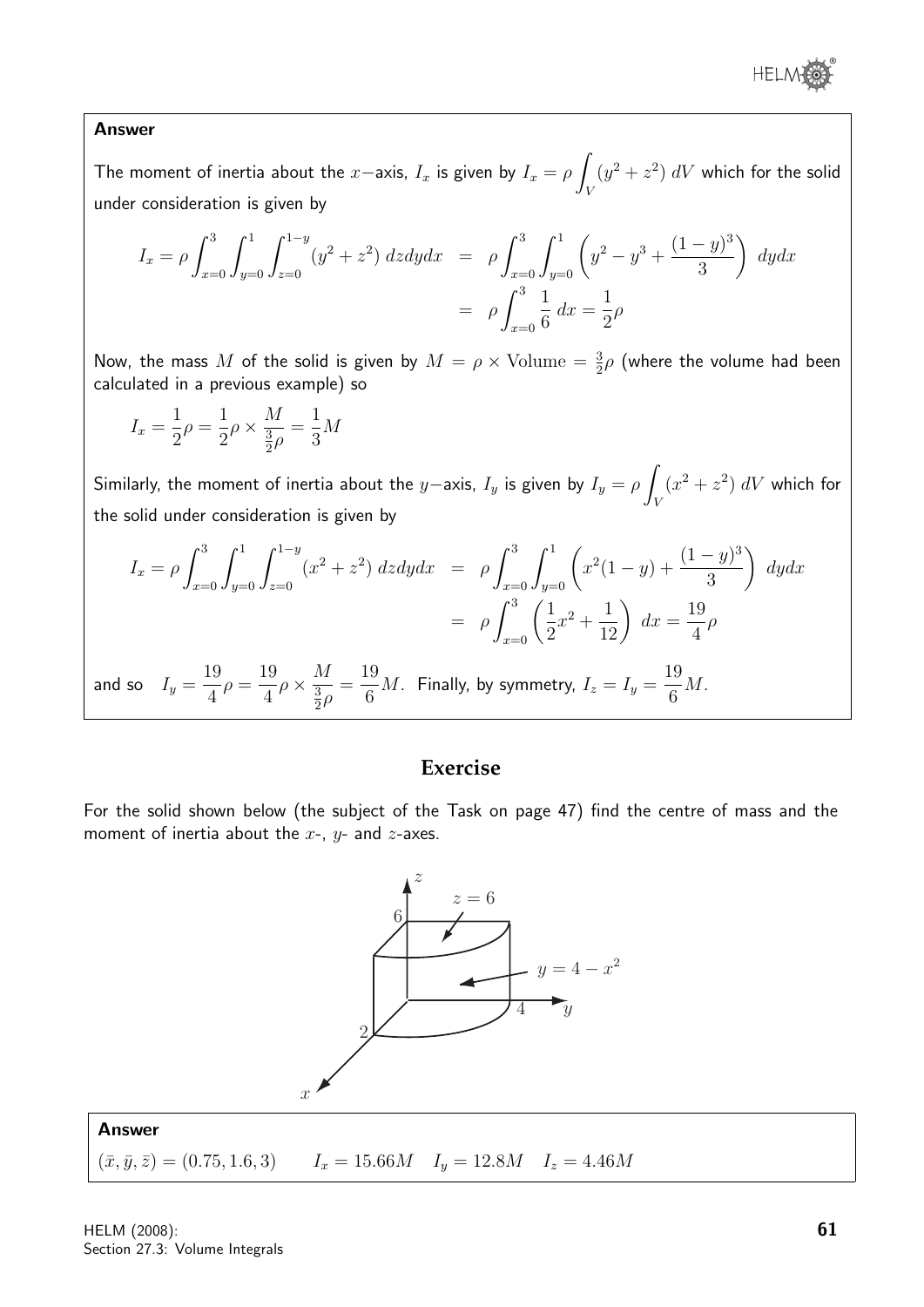**Answer**

The moment of inertia about the $x-$axis, $I_x$ is given by $I_x = \rho \int_V (y^2 + z^2)\, dV$ which for the solid under consideration is given by

$$I_x = \rho \int_{x=0}^{3} \int_{y=0}^{1} \int_{z=0}^{1-y} (y^2 + z^2)\, dzdydx \;=\; \rho \int_{x=0}^{3} \int_{y=0}^{1} \left( y^2 - y^3 + \frac{(1-y)^3}{3} \right) dydx$$

$$= \rho \int_{x=0}^{3} \frac{1}{6}\, dx = \frac{1}{2}\rho$$

Now, the mass $M$ of the solid is given by $M = \rho \times \text{Volume} = \frac{3}{2}\rho$ (where the volume had been calculated in a previous example) so

$$I_x = \frac{1}{2}\rho = \frac{1}{2}\rho \times \frac{M}{\frac{3}{2}\rho} = \frac{1}{3}M$$

Similarly, the moment of inertia about the $y-$axis, $I_y$ is given by $I_y = \rho \int_V (x^2 + z^2)\, dV$ which for the solid under consideration is given by

$$I_x = \rho \int_{x=0}^{3} \int_{y=0}^{1} \int_{z=0}^{1-y} (x^2 + z^2)\, dzdydx \;=\; \rho \int_{x=0}^{3} \int_{y=0}^{1} \left( x^2(1-y) + \frac{(1-y)^3}{3} \right) dydx$$

$$= \rho \int_{x=0}^{3} \left( \frac{1}{2}x^2 + \frac{1}{12} \right) dx = \frac{19}{4}\rho$$

and so $I_y = \frac{19}{4}\rho = \frac{19}{4}\rho \times \frac{M}{\frac{3}{2}\rho} = \frac{19}{6}M$. Finally, by symmetry, $I_z = I_y = \frac{19}{6}M$.

## Exercise

For the solid shown below (the subject of the Task on page 47) find the centre of mass and the moment of inertia about the $x$-, $y$- and $z$-axes.

**Answer**

$(\bar{x}, \bar{y}, \bar{z}) = (0.75, 1.6, 3)$ $\quad I_x = 15.66M \quad I_y = 12.8M \quad I_z = 4.46M$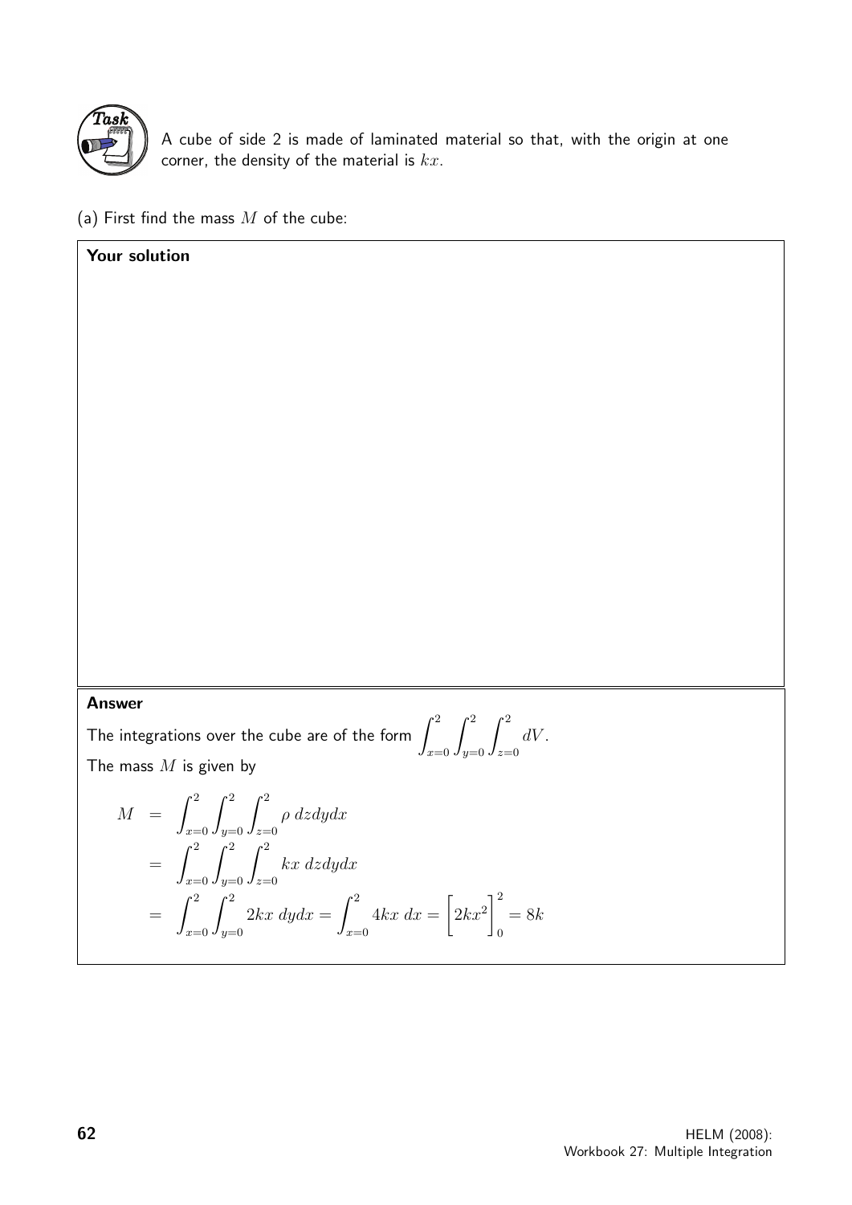**Task**

A cube of side 2 is made of laminated material so that, with the origin at one corner, the density of the material is $kx$.

(a) First find the mass $M$ of the cube:

**Your solution**

**Answer**

The integrations over the cube are of the form $\displaystyle\int_{x=0}^{2}\int_{y=0}^{2}\int_{z=0}^{2} dV$.

The mass $M$ is given by

$$
\begin{aligned}
M &= \int_{x=0}^{2}\int_{y=0}^{2}\int_{z=0}^{2} \rho \; dzdydx \\
&= \int_{x=0}^{2}\int_{y=0}^{2}\int_{z=0}^{2} kx \; dzdydx \\
&= \int_{x=0}^{2}\int_{y=0}^{2} 2kx \; dydx = \int_{x=0}^{2} 4kx \; dx = \Big[2kx^2\Big]_0^2 = 8k
\end{aligned}
$$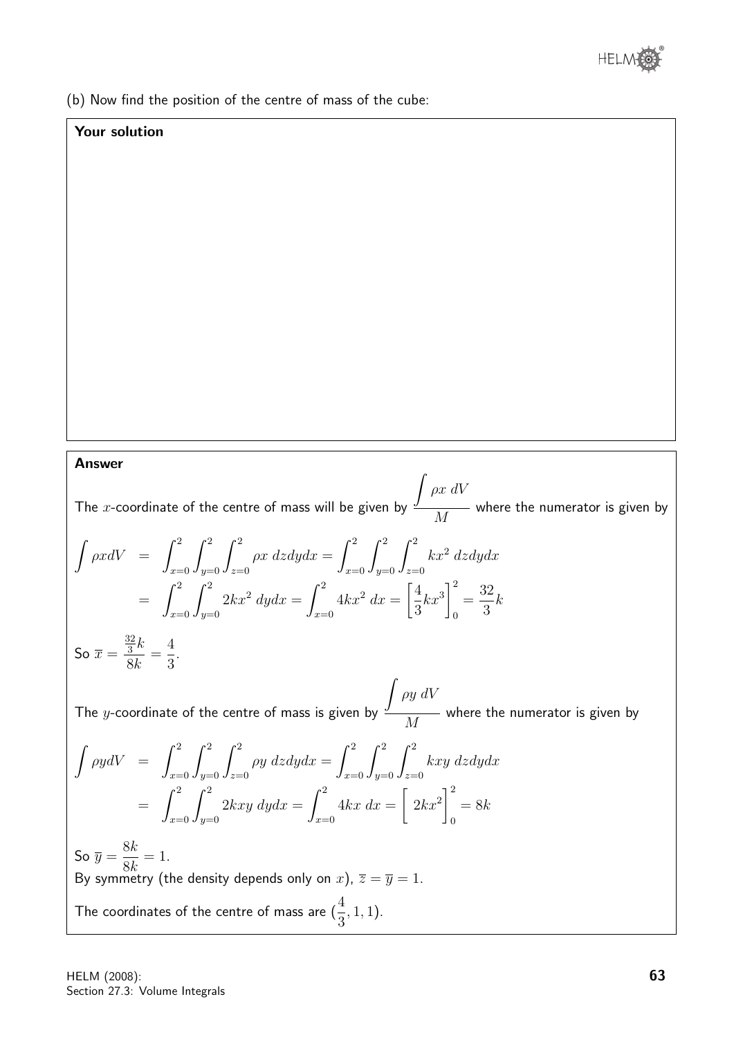(b) Now find the position of the centre of mass of the cube:

**Your solution**

**Answer**

The $x$-coordinate of the centre of mass will be given by $\dfrac{\displaystyle\int \rho x \, dV}{M}$ where the numerator is given by

$$\begin{aligned}
\int \rho x dV &= \int_{x=0}^{2}\int_{y=0}^{2}\int_{z=0}^{2} \rho x \, dzdydx = \int_{x=0}^{2}\int_{y=0}^{2}\int_{z=0}^{2} kx^2 \, dzdydx \\
&= \int_{x=0}^{2}\int_{y=0}^{2} 2kx^2 \, dydx = \int_{x=0}^{2} 4kx^2 \, dx = \left[\frac{4}{3}kx^3\right]_0^2 = \frac{32}{3}k
\end{aligned}$$

So $\overline{x} = \dfrac{\frac{32}{3}k}{8k} = \dfrac{4}{3}$.

The $y$-coordinate of the centre of mass is given by $\dfrac{\displaystyle\int \rho y \, dV}{M}$ where the numerator is given by

$$\begin{aligned}
\int \rho y dV &= \int_{x=0}^{2}\int_{y=0}^{2}\int_{z=0}^{2} \rho y \, dzdydx = \int_{x=0}^{2}\int_{y=0}^{2}\int_{z=0}^{2} kxy \, dzdydx \\
&= \int_{x=0}^{2}\int_{y=0}^{2} 2kxy \, dydx = \int_{x=0}^{2} 4kx \, dx = \left[\ 2kx^2\right]_0^2 = 8k
\end{aligned}$$

So $\overline{y} = \dfrac{8k}{8k} = 1$.

By symmetry (the density depends only on $x$), $\overline{z} = \overline{y} = 1$.

The coordinates of the centre of mass are $(\dfrac{4}{3}, 1, 1)$.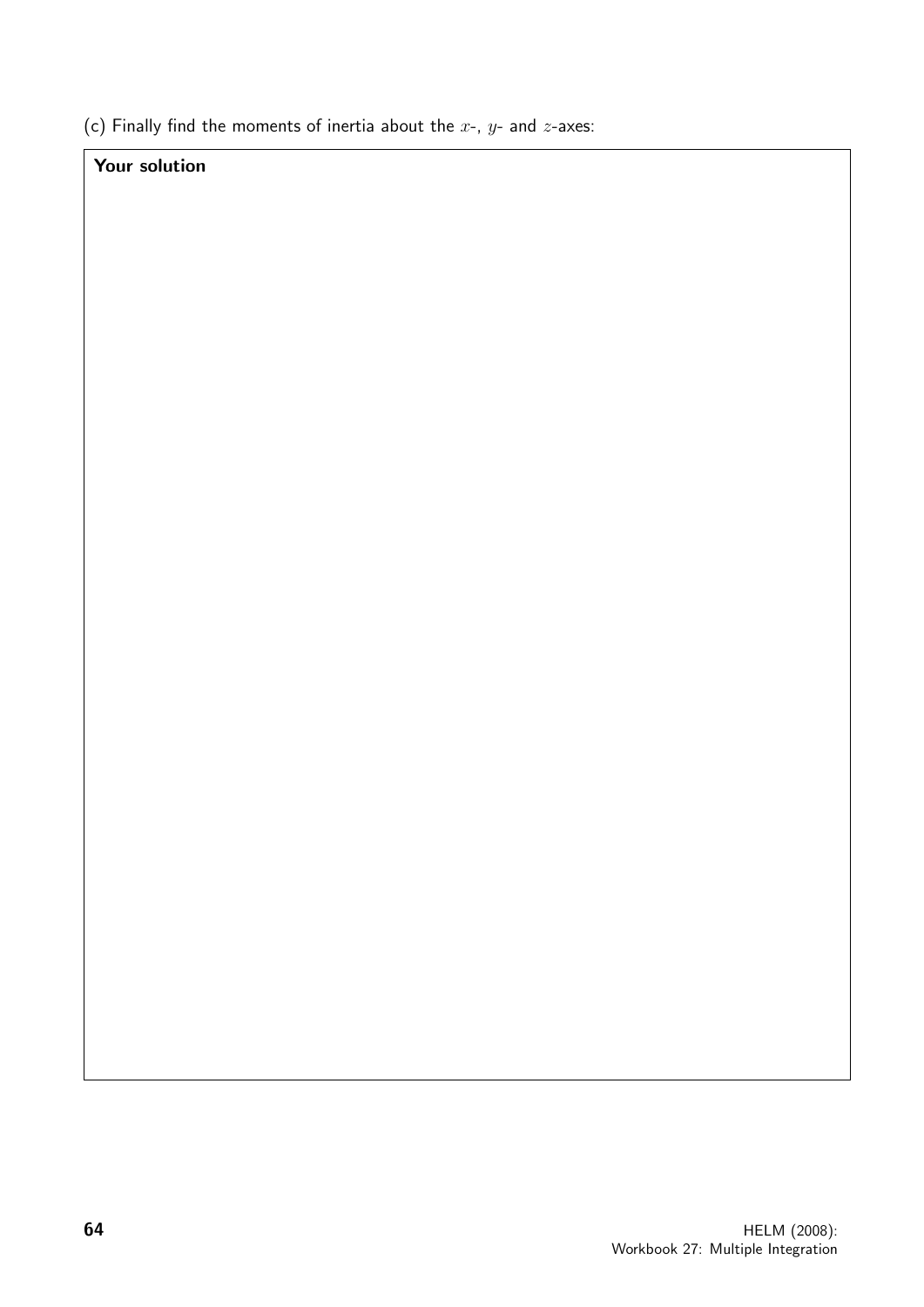(c) Finally find the moments of inertia about the $x$-, $y$- and $z$-axes:

**Your solution**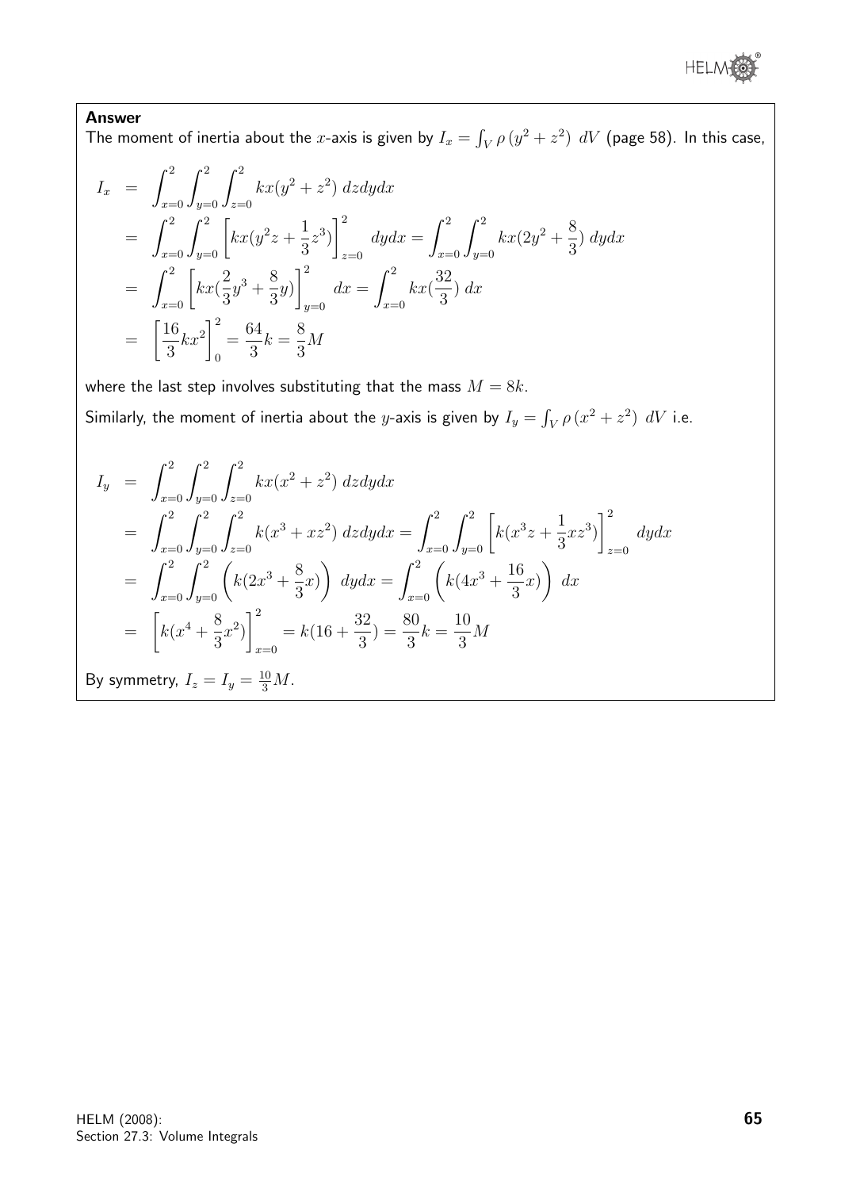**Answer**

The moment of inertia about the $x$-axis is given by $I_x = \int_V \rho\,(y^2+z^2)\ dV$ (page 58). In this case,

$$
\begin{aligned}
I_x &= \int_{x=0}^{2}\int_{y=0}^{2}\int_{z=0}^{2} kx(y^2+z^2)\,dzdydx \\
&= \int_{x=0}^{2}\int_{y=0}^{2}\left[kx(y^2z+\frac{1}{3}z^3)\right]_{z=0}^{2}\,dydx = \int_{x=0}^{2}\int_{y=0}^{2} kx(2y^2+\frac{8}{3})\,dydx \\
&= \int_{x=0}^{2}\left[kx(\frac{2}{3}y^3+\frac{8}{3}y)\right]_{y=0}^{2}\,dx = \int_{x=0}^{2} kx(\frac{32}{3})\,dx \\
&= \left[\frac{16}{3}kx^2\right]_0^2 = \frac{64}{3}k = \frac{8}{3}M
\end{aligned}
$$

where the last step involves substituting that the mass $M = 8k$.

Similarly, the moment of inertia about the $y$-axis is given by $I_y = \int_V \rho\,(x^2+z^2)\ dV$ i.e.

$$
\begin{aligned}
I_y &= \int_{x=0}^{2}\int_{y=0}^{2}\int_{z=0}^{2} kx(x^2+z^2)\,dzdydx \\
&= \int_{x=0}^{2}\int_{y=0}^{2}\int_{z=0}^{2} k(x^3+xz^2)\,dzdydx = \int_{x=0}^{2}\int_{y=0}^{2}\left[k(x^3z+\frac{1}{3}xz^3)\right]_{z=0}^{2}\,dydx \\
&= \int_{x=0}^{2}\int_{y=0}^{2}\left(k(2x^3+\frac{8}{3}x)\right)\,dydx = \int_{x=0}^{2}\left(k(4x^3+\frac{16}{3}x)\right)\,dx \\
&= \left[k(x^4+\frac{8}{3}x^2)\right]_{x=0}^{2} = k(16+\frac{32}{3}) = \frac{80}{3}k = \frac{10}{3}M
\end{aligned}
$$

By symmetry, $I_z = I_y = \frac{10}{3}M$.